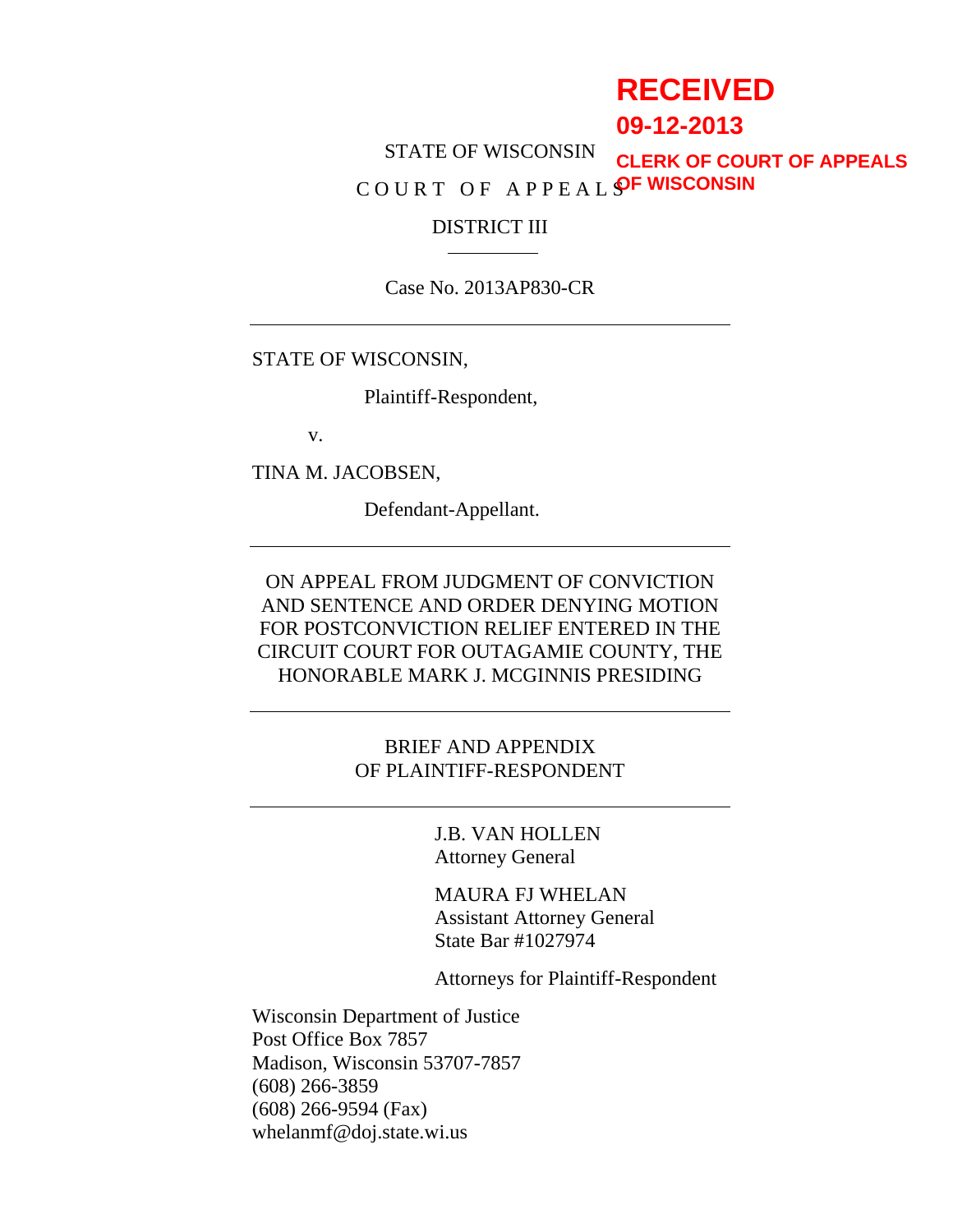RECEIVED

09-12-2013

CLERK OF COURT OF APPEALS OF WISCONSIN

STATE OF WISCONSIN

C O U R T  O F  A P P E A L S

DISTRICT III

---

Case No. 2013AP830-CR

---

STATE OF WISCONSIN,

Plaintiff-Respondent,

v.

TINA M. JACOBSEN,

Defendant-Appellant.

---

ON APPEAL FROM JUDGMENT OF CONVICTION AND SENTENCE AND ORDER DENYING MOTION FOR POSTCONVICTION RELIEF ENTERED IN THE CIRCUIT COURT FOR OUTAGAMIE COUNTY, THE HONORABLE MARK J. MCGINNIS PRESIDING

---

BRIEF AND APPENDIX
OF PLAINTIFF-RESPONDENT

---

J.B. VAN HOLLEN
Attorney General

MAURA FJ WHELAN
Assistant Attorney General
State Bar #1027974

Attorneys for Plaintiff-Respondent

Wisconsin Department of Justice
Post Office Box 7857
Madison, Wisconsin 53707-7857
(608) 266-3859
(608) 266-9594 (Fax)
whelanmf@doj.state.wi.us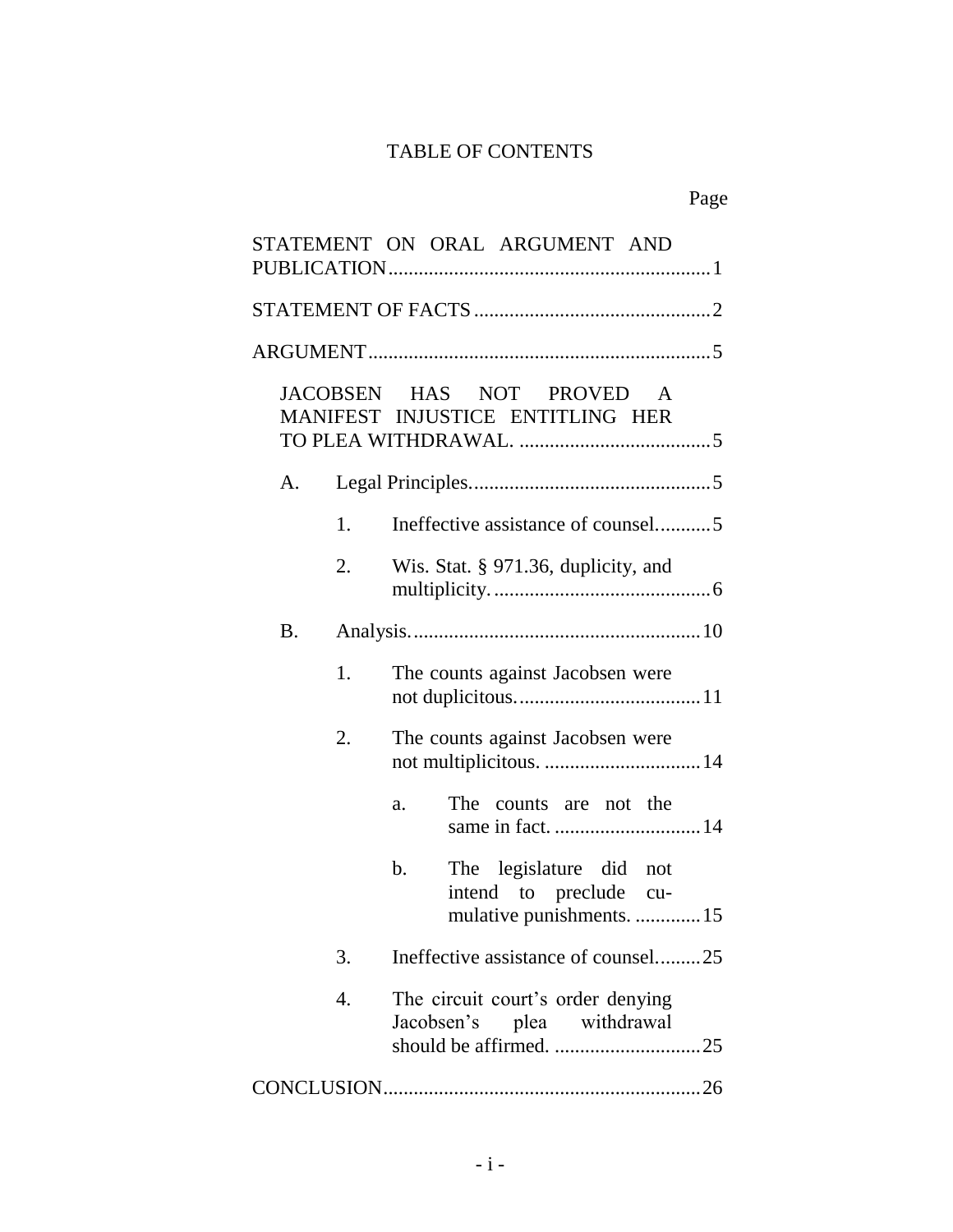# TABLE OF CONTENTS

| | Page |
|---|---|
| STATEMENT ON ORAL ARGUMENT AND PUBLICATION | 1 |
| STATEMENT OF FACTS | 2 |
| ARGUMENT | 5 |
| JACOBSEN HAS NOT PROVED A MANIFEST INJUSTICE ENTITLING HER TO PLEA WITHDRAWAL. | 5 |
| A. Legal Principles. | 5 |
| 1. Ineffective assistance of counsel. | 5 |
| 2. Wis. Stat. § 971.36, duplicity, and multiplicity. | 6 |
| B. Analysis. | 10 |
| 1. The counts against Jacobsen were not duplicitous. | 11 |
| 2. The counts against Jacobsen were not multiplicitous. | 14 |
| a. The counts are not the same in fact. | 14 |
| b. The legislature did not intend to preclude cumulative punishments. | 15 |
| 3. Ineffective assistance of counsel. | 25 |
| 4. The circuit court's order denying Jacobsen's plea withdrawal should be affirmed. | 25 |
| CONCLUSION | 26 |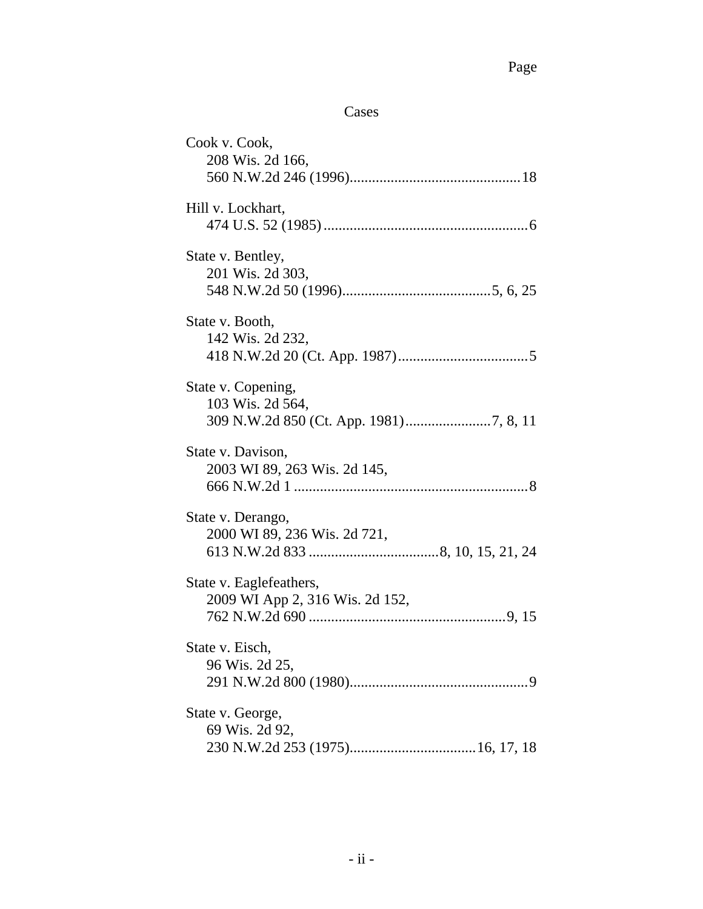Page

Cases

Cook v. Cook,
208 Wis. 2d 166,
560 N.W.2d 246 (1996)..............................................18

Hill v. Lockhart,
474 U.S. 52 (1985).......................................................6

State v. Bentley,
201 Wis. 2d 303,
548 N.W.2d 50 (1996)........................................5, 6, 25

State v. Booth,
142 Wis. 2d 232,
418 N.W.2d 20 (Ct. App. 1987)...................................5

State v. Copening,
103 Wis. 2d 564,
309 N.W.2d 850 (Ct. App. 1981).......................7, 8, 11

State v. Davison,
2003 WI 89, 263 Wis. 2d 145,
666 N.W.2d 1 ...............................................................8

State v. Derango,
2000 WI 89, 236 Wis. 2d 721,
613 N.W.2d 833 ...................................8, 10, 15, 21, 24

State v. Eaglefeathers,
2009 WI App 2, 316 Wis. 2d 152,
762 N.W.2d 690 .....................................................9, 15

State v. Eisch,
96 Wis. 2d 25,
291 N.W.2d 800 (1980)................................................9

State v. George,
69 Wis. 2d 92,
230 N.W.2d 253 (1975)..................................16, 17, 18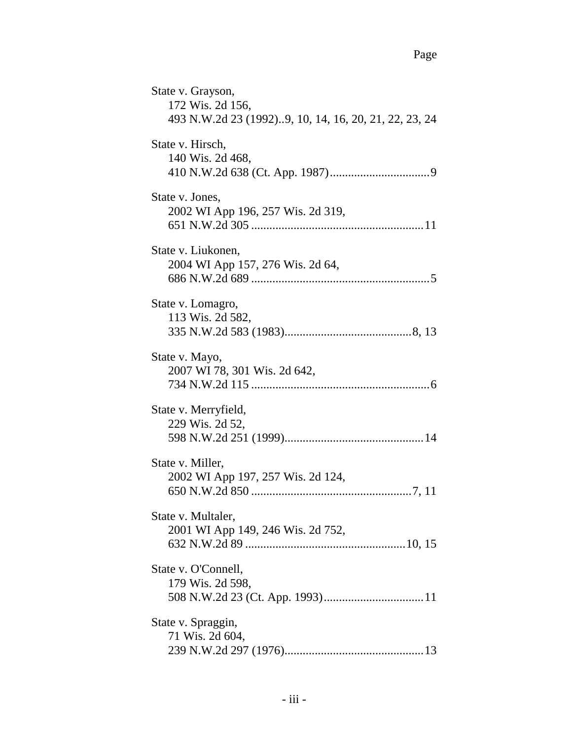Page

State v. Grayson,
172 Wis. 2d 156,
493 N.W.2d 23 (1992)..9, 10, 14, 16, 20, 21, 22, 23, 24

State v. Hirsch,
140 Wis. 2d 468,
410 N.W.2d 638 (Ct. App. 1987)..................................9

State v. Jones,
2002 WI App 196, 257 Wis. 2d 319,
651 N.W.2d 305 .........................................................11

State v. Liukonen,
2004 WI App 157, 276 Wis. 2d 64,
686 N.W.2d 689 ...........................................................5

State v. Lomagro,
113 Wis. 2d 582,
335 N.W.2d 583 (1983)..........................................8, 13

State v. Mayo,
2007 WI 78, 301 Wis. 2d 642,
734 N.W.2d 115 ...........................................................6

State v. Merryfield,
229 Wis. 2d 52,
598 N.W.2d 251 (1999)..............................................14

State v. Miller,
2002 WI App 197, 257 Wis. 2d 124,
650 N.W.2d 850 .....................................................7, 11

State v. Multaler,
2001 WI App 149, 246 Wis. 2d 752,
632 N.W.2d 89 .....................................................10, 15

State v. O'Connell,
179 Wis. 2d 598,
508 N.W.2d 23 (Ct. App. 1993).................................11

State v. Spraggin,
71 Wis. 2d 604,
239 N.W.2d 297 (1976)..............................................13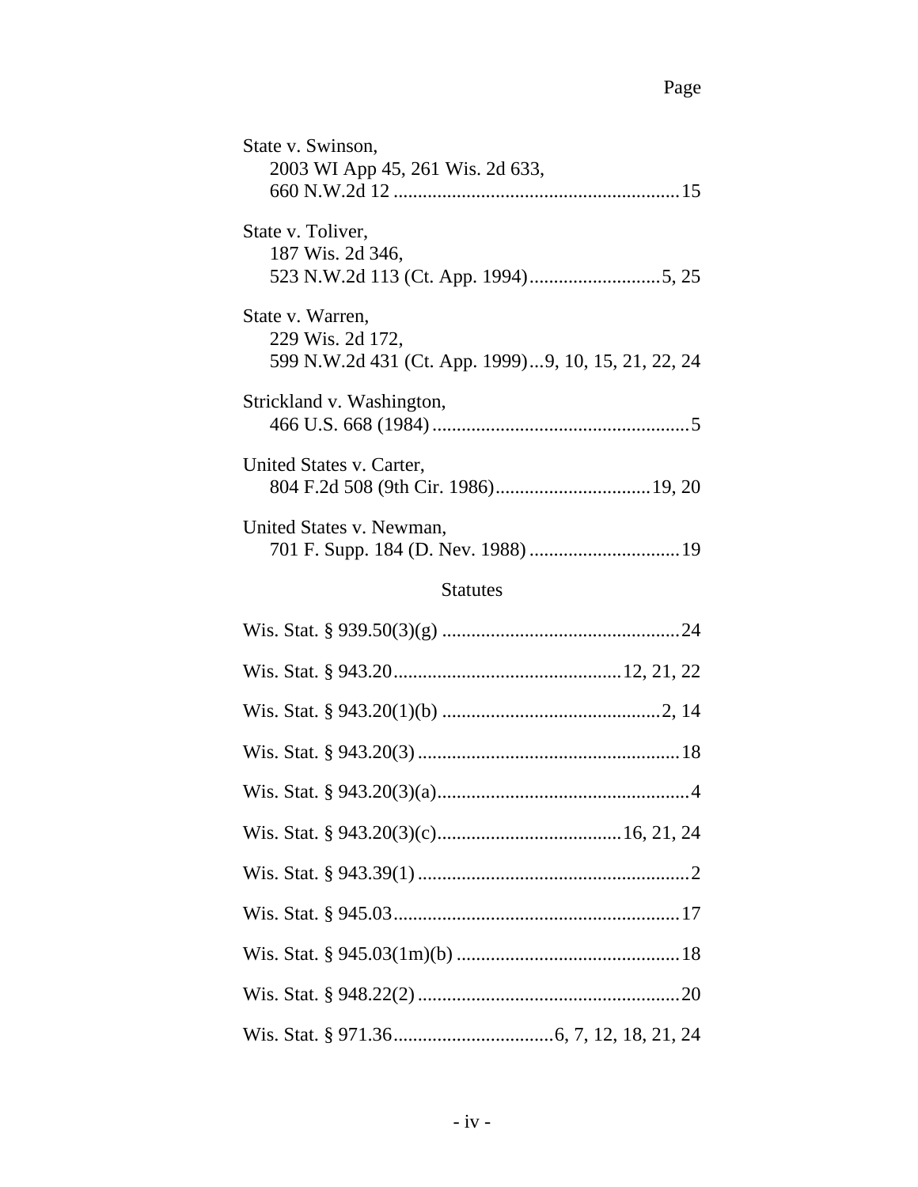Page

State v. Swinson,
2003 WI App 45, 261 Wis. 2d 633,
660 N.W.2d 12 ............................................................15

State v. Toliver,
187 Wis. 2d 346,
523 N.W.2d 113 (Ct. App. 1994)...........................5, 25

State v. Warren,
229 Wis. 2d 172,
599 N.W.2d 431 (Ct. App. 1999)...9, 10, 15, 21, 22, 24

Strickland v. Washington,
466 U.S. 668 (1984).....................................................5

United States v. Carter,
804 F.2d 508 (9th Cir. 1986)................................19, 20

United States v. Newman,
701 F. Supp. 184 (D. Nev. 1988)...............................19

## Statutes

Wis. Stat. § 939.50(3)(g) .................................................24

Wis. Stat. § 943.20...............................................12, 21, 22

Wis. Stat. § 943.20(1)(b) .............................................2, 14

Wis. Stat. § 943.20(3).....................................................18

Wis. Stat. § 943.20(3)(a)....................................................4

Wis. Stat. § 943.20(3)(c)......................................16, 21, 24

Wis. Stat. § 943.39(1).........................................................2

Wis. Stat. § 945.03...........................................................17

Wis. Stat. § 945.03(1m)(b) ..............................................18

Wis. Stat. § 948.22(2)......................................................20

Wis. Stat. § 971.36.................................6, 7, 12, 18, 21, 24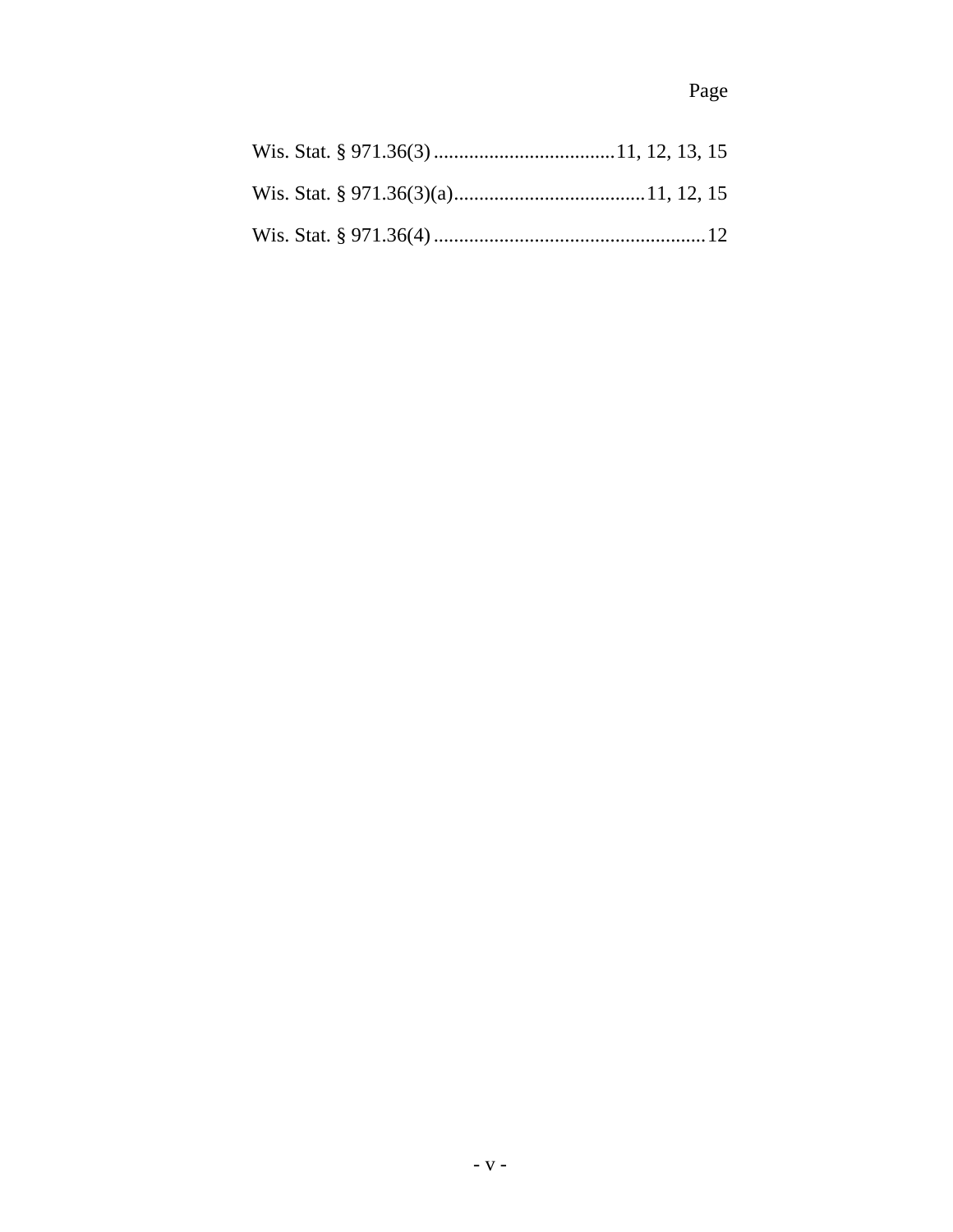Page

Wis. Stat. § 971.36(3) ....................................11, 12, 13, 15

Wis. Stat. § 971.36(3)(a)......................................11, 12, 15

Wis. Stat. § 971.36(4) ......................................................12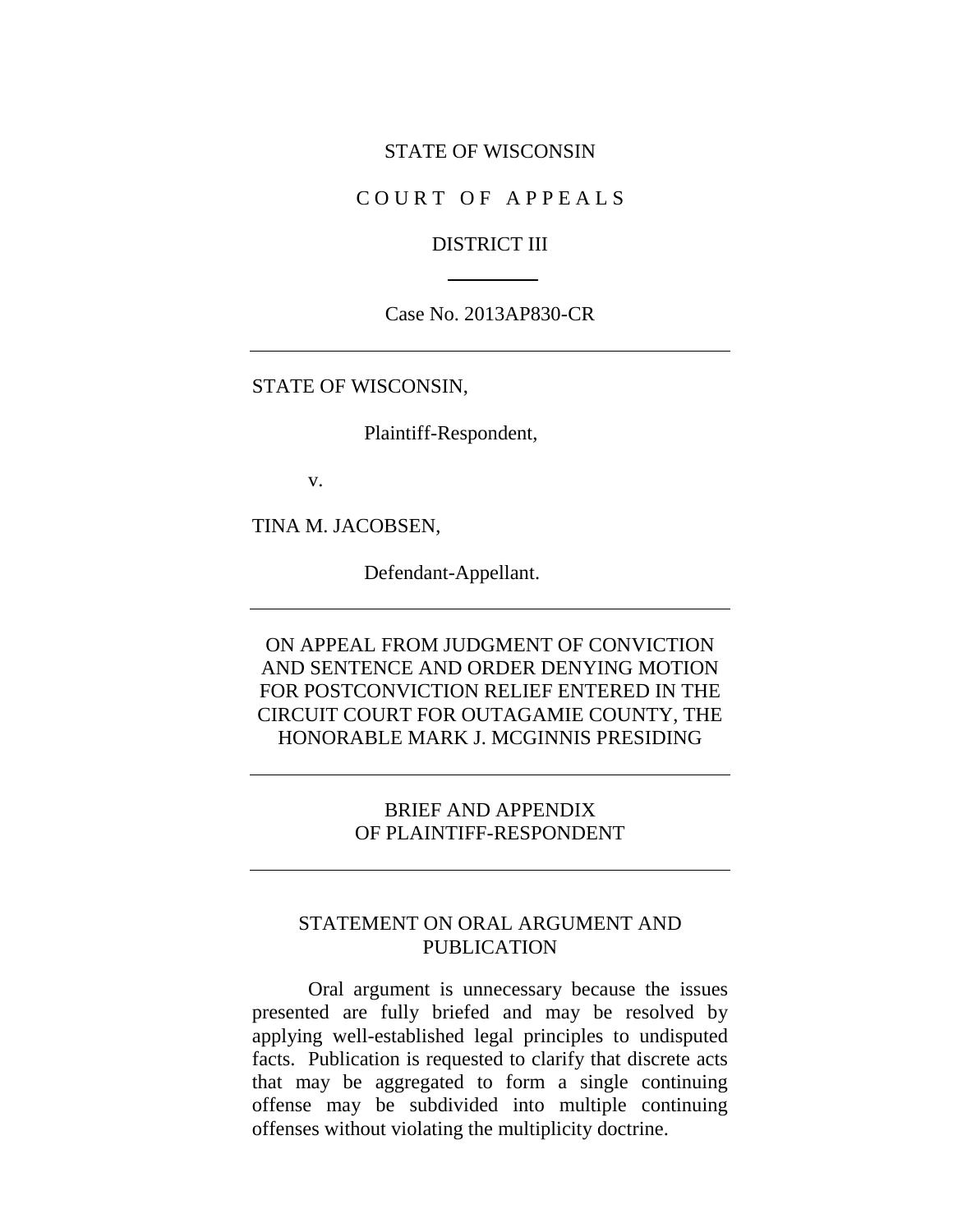STATE OF WISCONSIN

C O U R T   O F   A P P E A L S

DISTRICT III

---

Case No. 2013AP830-CR

---

STATE OF WISCONSIN,

Plaintiff-Respondent,

v.

TINA M. JACOBSEN,

Defendant-Appellant.

---

ON APPEAL FROM JUDGMENT OF CONVICTION AND SENTENCE AND ORDER DENYING MOTION FOR POSTCONVICTION RELIEF ENTERED IN THE CIRCUIT COURT FOR OUTAGAMIE COUNTY, THE HONORABLE MARK J. MCGINNIS PRESIDING

---

BRIEF AND APPENDIX
OF PLAINTIFF-RESPONDENT

---

## STATEMENT ON ORAL ARGUMENT AND PUBLICATION

Oral argument is unnecessary because the issues presented are fully briefed and may be resolved by applying well-established legal principles to undisputed facts. Publication is requested to clarify that discrete acts that may be aggregated to form a single continuing offense may be subdivided into multiple continuing offenses without violating the multiplicity doctrine.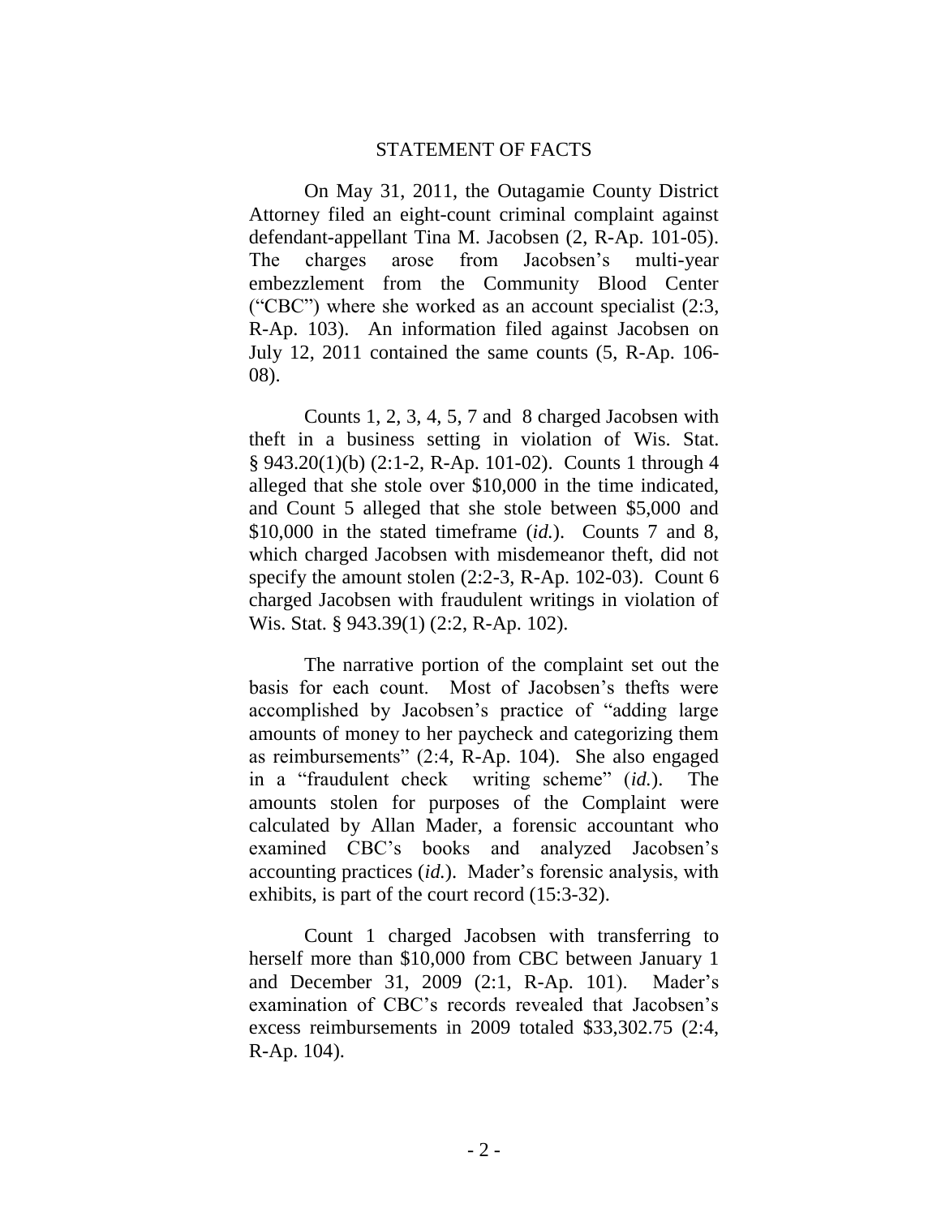## STATEMENT OF FACTS

On May 31, 2011, the Outagamie County District Attorney filed an eight-count criminal complaint against defendant-appellant Tina M. Jacobsen (2, R-Ap. 101-05). The charges arose from Jacobsen's multi-year embezzlement from the Community Blood Center ("CBC") where she worked as an account specialist (2:3, R-Ap. 103). An information filed against Jacobsen on July 12, 2011 contained the same counts (5, R-Ap. 106-08).

Counts 1, 2, 3, 4, 5, 7 and 8 charged Jacobsen with theft in a business setting in violation of Wis. Stat. § 943.20(1)(b) (2:1-2, R-Ap. 101-02). Counts 1 through 4 alleged that she stole over $10,000 in the time indicated, and Count 5 alleged that she stole between $5,000 and $10,000 in the stated timeframe (*id.*). Counts 7 and 8, which charged Jacobsen with misdemeanor theft, did not specify the amount stolen (2:2-3, R-Ap. 102-03). Count 6 charged Jacobsen with fraudulent writings in violation of Wis. Stat. § 943.39(1) (2:2, R-Ap. 102).

The narrative portion of the complaint set out the basis for each count. Most of Jacobsen's thefts were accomplished by Jacobsen's practice of "adding large amounts of money to her paycheck and categorizing them as reimbursements" (2:4, R-Ap. 104). She also engaged in a "fraudulent check writing scheme" (*id.*). The amounts stolen for purposes of the Complaint were calculated by Allan Mader, a forensic accountant who examined CBC's books and analyzed Jacobsen's accounting practices (*id.*). Mader's forensic analysis, with exhibits, is part of the court record (15:3-32).

Count 1 charged Jacobsen with transferring to herself more than $10,000 from CBC between January 1 and December 31, 2009 (2:1, R-Ap. 101). Mader's examination of CBC's records revealed that Jacobsen's excess reimbursements in 2009 totaled $33,302.75 (2:4, R-Ap. 104).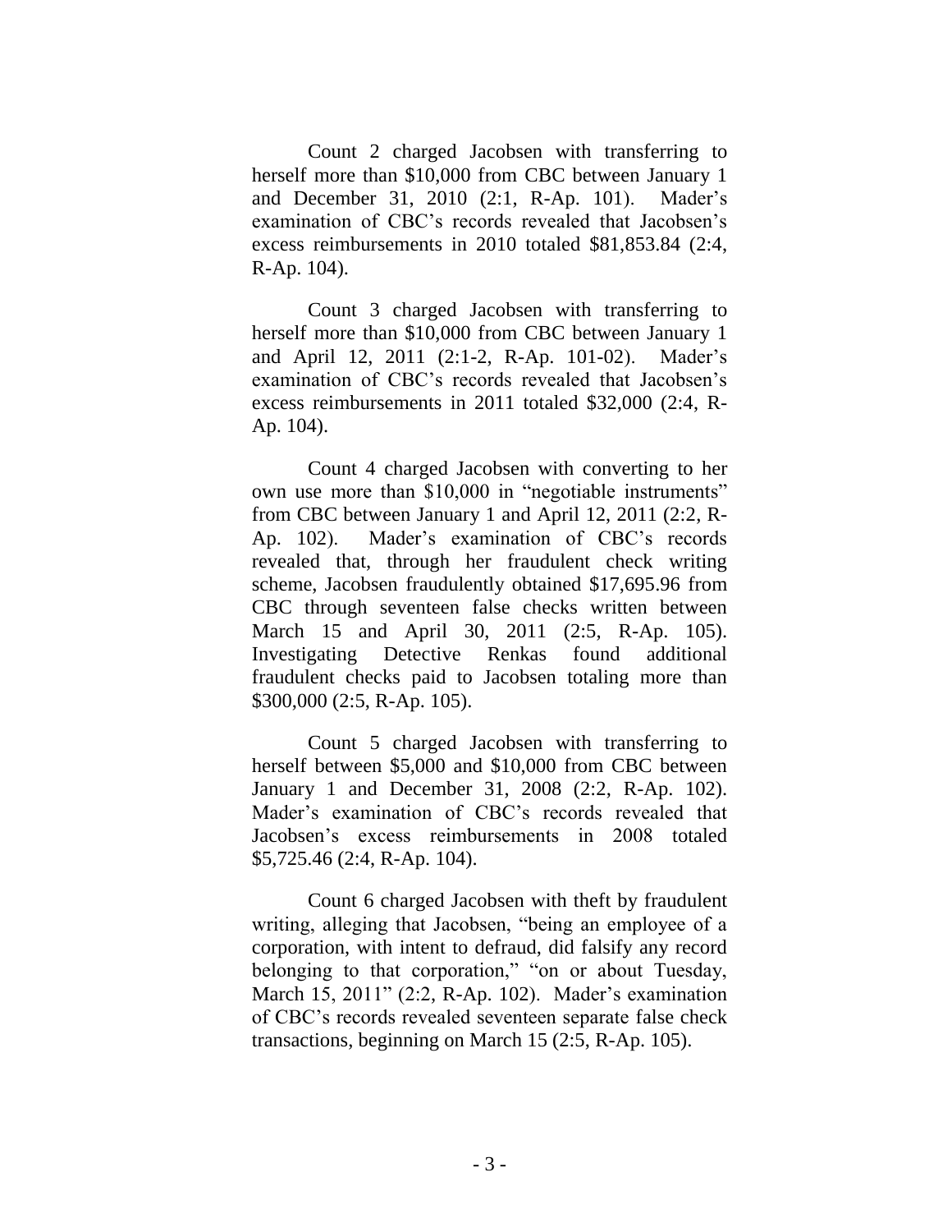Count 2 charged Jacobsen with transferring to herself more than $10,000 from CBC between January 1 and December 31, 2010 (2:1, R-Ap. 101). Mader's examination of CBC's records revealed that Jacobsen's excess reimbursements in 2010 totaled $81,853.84 (2:4, R-Ap. 104).

Count 3 charged Jacobsen with transferring to herself more than $10,000 from CBC between January 1 and April 12, 2011 (2:1-2, R-Ap. 101-02). Mader's examination of CBC's records revealed that Jacobsen's excess reimbursements in 2011 totaled $32,000 (2:4, R-Ap. 104).

Count 4 charged Jacobsen with converting to her own use more than $10,000 in "negotiable instruments" from CBC between January 1 and April 12, 2011 (2:2, R-Ap. 102). Mader's examination of CBC's records revealed that, through her fraudulent check writing scheme, Jacobsen fraudulently obtained $17,695.96 from CBC through seventeen false checks written between March 15 and April 30, 2011 (2:5, R-Ap. 105). Investigating Detective Renkas found additional fraudulent checks paid to Jacobsen totaling more than $300,000 (2:5, R-Ap. 105).

Count 5 charged Jacobsen with transferring to herself between $5,000 and $10,000 from CBC between January 1 and December 31, 2008 (2:2, R-Ap. 102). Mader's examination of CBC's records revealed that Jacobsen's excess reimbursements in 2008 totaled $5,725.46 (2:4, R-Ap. 104).

Count 6 charged Jacobsen with theft by fraudulent writing, alleging that Jacobsen, "being an employee of a corporation, with intent to defraud, did falsify any record belonging to that corporation," "on or about Tuesday, March 15, 2011" (2:2, R-Ap. 102). Mader's examination of CBC's records revealed seventeen separate false check transactions, beginning on March 15 (2:5, R-Ap. 105).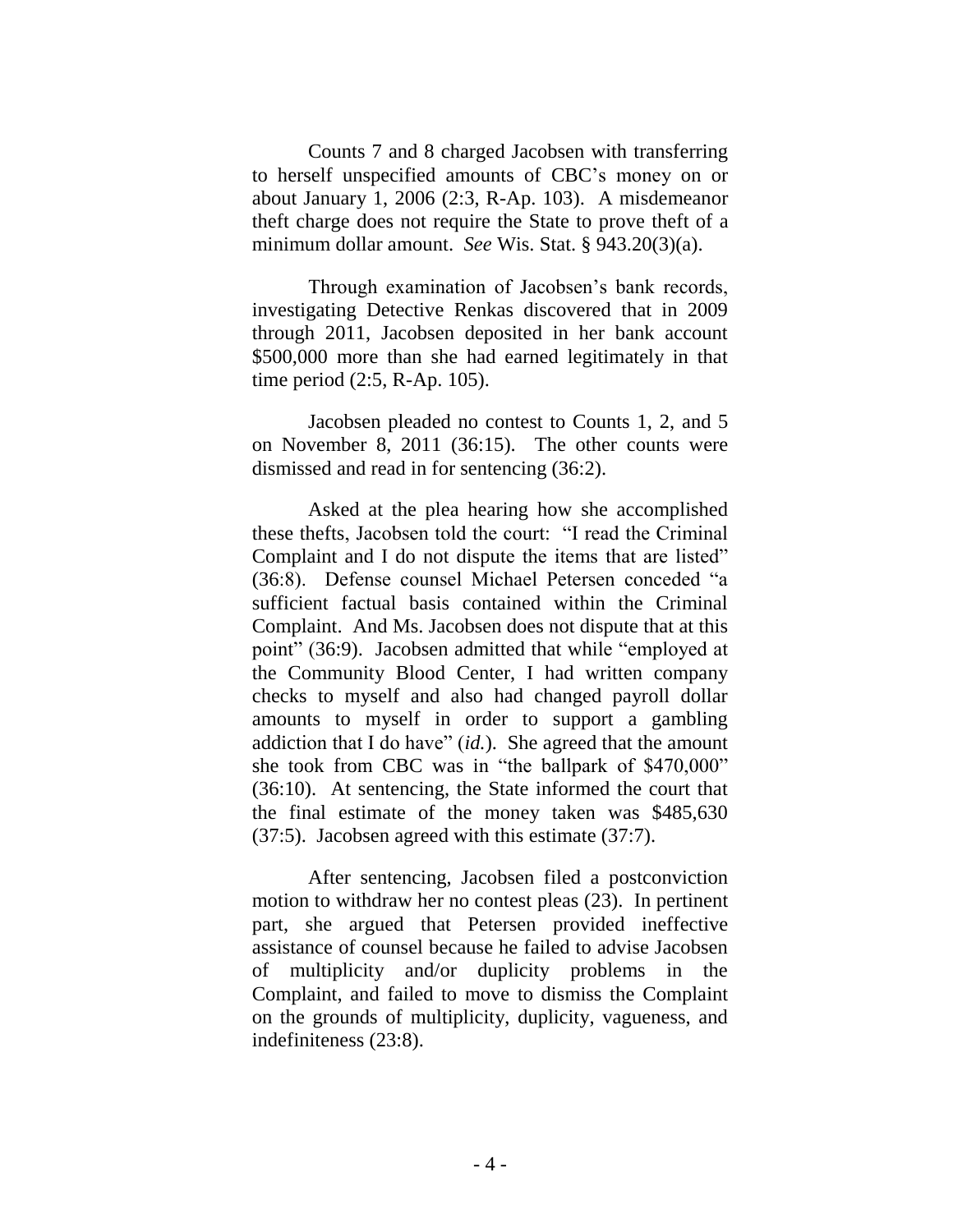Counts 7 and 8 charged Jacobsen with transferring to herself unspecified amounts of CBC's money on or about January 1, 2006 (2:3, R-Ap. 103). A misdemeanor theft charge does not require the State to prove theft of a minimum dollar amount. *See* Wis. Stat. § 943.20(3)(a).

Through examination of Jacobsen's bank records, investigating Detective Renkas discovered that in 2009 through 2011, Jacobsen deposited in her bank account $500,000 more than she had earned legitimately in that time period (2:5, R-Ap. 105).

Jacobsen pleaded no contest to Counts 1, 2, and 5 on November 8, 2011 (36:15). The other counts were dismissed and read in for sentencing (36:2).

Asked at the plea hearing how she accomplished these thefts, Jacobsen told the court: "I read the Criminal Complaint and I do not dispute the items that are listed" (36:8). Defense counsel Michael Petersen conceded "a sufficient factual basis contained within the Criminal Complaint. And Ms. Jacobsen does not dispute that at this point" (36:9). Jacobsen admitted that while "employed at the Community Blood Center, I had written company checks to myself and also had changed payroll dollar amounts to myself in order to support a gambling addiction that I do have" (*id.*). She agreed that the amount she took from CBC was in "the ballpark of $470,000" (36:10). At sentencing, the State informed the court that the final estimate of the money taken was $485,630 (37:5). Jacobsen agreed with this estimate (37:7).

After sentencing, Jacobsen filed a postconviction motion to withdraw her no contest pleas (23). In pertinent part, she argued that Petersen provided ineffective assistance of counsel because he failed to advise Jacobsen of multiplicity and/or duplicity problems in the Complaint, and failed to move to dismiss the Complaint on the grounds of multiplicity, duplicity, vagueness, and indefiniteness (23:8).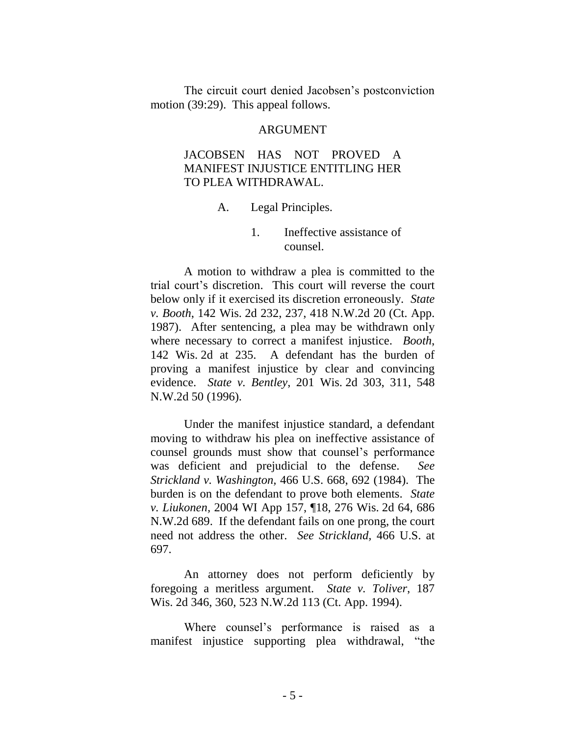The circuit court denied Jacobsen's postconviction motion (39:29). This appeal follows.

## ARGUMENT

### JACOBSEN HAS NOT PROVED A MANIFEST INJUSTICE ENTITLING HER TO PLEA WITHDRAWAL.

#### A. Legal Principles.

##### 1. Ineffective assistance of counsel.

A motion to withdraw a plea is committed to the trial court's discretion. This court will reverse the court below only if it exercised its discretion erroneously. *State v. Booth*, 142 Wis. 2d 232, 237, 418 N.W.2d 20 (Ct. App. 1987). After sentencing, a plea may be withdrawn only where necessary to correct a manifest injustice. *Booth*, 142 Wis. 2d at 235. A defendant has the burden of proving a manifest injustice by clear and convincing evidence. *State v. Bentley*, 201 Wis. 2d 303, 311, 548 N.W.2d 50 (1996).

Under the manifest injustice standard, a defendant moving to withdraw his plea on ineffective assistance of counsel grounds must show that counsel's performance was deficient and prejudicial to the defense. *See Strickland v. Washington,* 466 U.S. 668, 692 (1984). The burden is on the defendant to prove both elements. *State v. Liukonen,* 2004 WI App 157, ¶18, 276 Wis. 2d 64, 686 N.W.2d 689. If the defendant fails on one prong, the court need not address the other. *See Strickland,* 466 U.S. at 697.

An attorney does not perform deficiently by foregoing a meritless argument. *State v. Toliver*, 187 Wis. 2d 346, 360, 523 N.W.2d 113 (Ct. App. 1994).

Where counsel's performance is raised as a manifest injustice supporting plea withdrawal, "the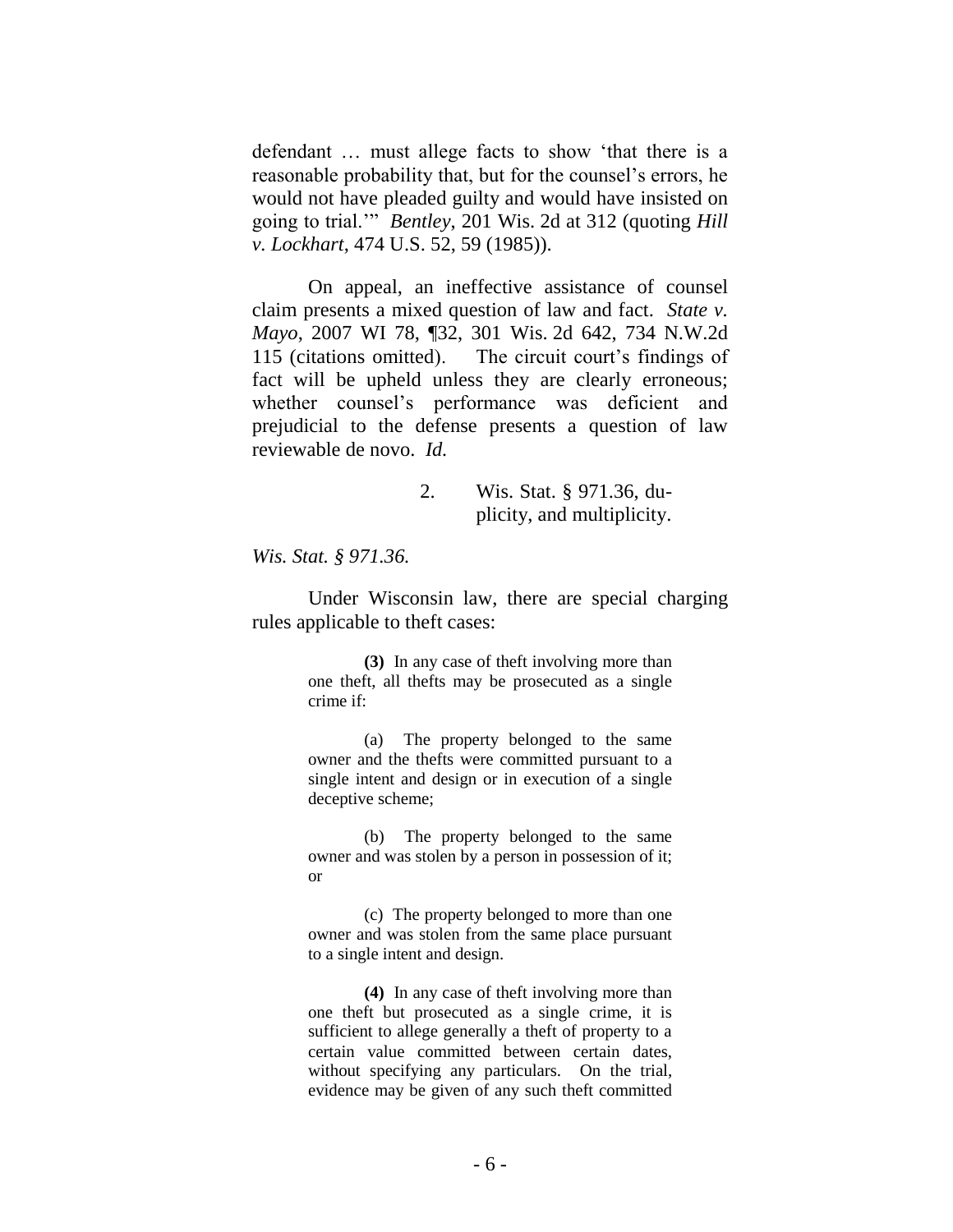defendant … must allege facts to show 'that there is a reasonable probability that, but for the counsel's errors, he would not have pleaded guilty and would have insisted on going to trial.'" *Bentley*, 201 Wis. 2d at 312 (quoting *Hill v. Lockhart*, 474 U.S. 52, 59 (1985)).

On appeal, an ineffective assistance of counsel claim presents a mixed question of law and fact. *State v. Mayo*, 2007 WI 78, ¶32, 301 Wis. 2d 642, 734 N.W.2d 115 (citations omitted). The circuit court's findings of fact will be upheld unless they are clearly erroneous; whether counsel's performance was deficient and prejudicial to the defense presents a question of law reviewable de novo. *Id.*

### 2. Wis. Stat. § 971.36, duplicity, and multiplicity.

*Wis. Stat. § 971.36.*

Under Wisconsin law, there are special charging rules applicable to theft cases:

> **(3)** In any case of theft involving more than one theft, all thefts may be prosecuted as a single crime if:
>
> (a) The property belonged to the same owner and the thefts were committed pursuant to a single intent and design or in execution of a single deceptive scheme;
>
> (b) The property belonged to the same owner and was stolen by a person in possession of it; or
>
> (c) The property belonged to more than one owner and was stolen from the same place pursuant to a single intent and design.
>
> **(4)** In any case of theft involving more than one theft but prosecuted as a single crime, it is sufficient to allege generally a theft of property to a certain value committed between certain dates, without specifying any particulars. On the trial, evidence may be given of any such theft committed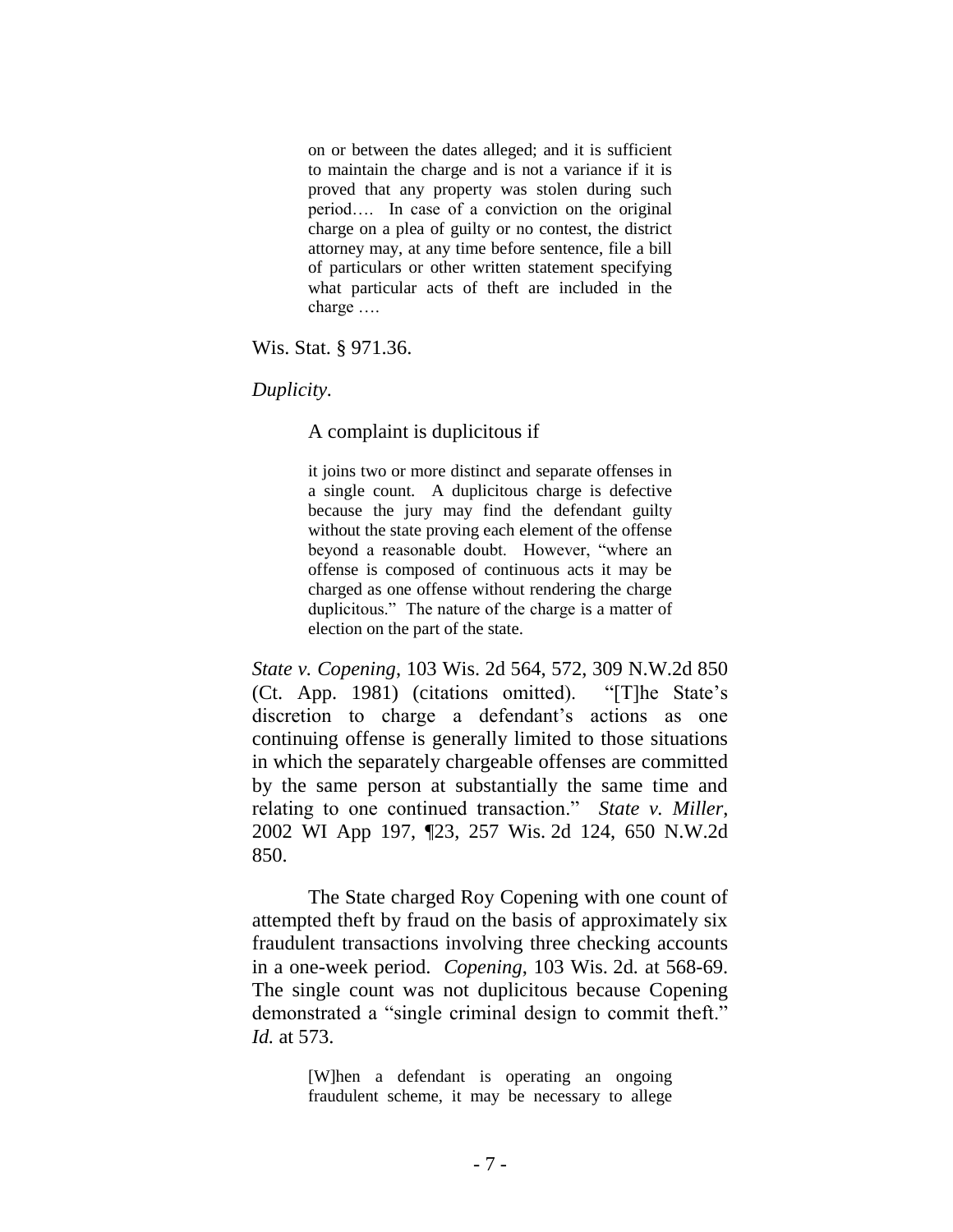> on or between the dates alleged; and it is sufficient to maintain the charge and is not a variance if it is proved that any property was stolen during such period…. In case of a conviction on the original charge on a plea of guilty or no contest, the district attorney may, at any time before sentence, file a bill of particulars or other written statement specifying what particular acts of theft are included in the charge ….

Wis. Stat. § 971.36.

*Duplicity*.

A complaint is duplicitous if

> it joins two or more distinct and separate offenses in a single count. A duplicitous charge is defective because the jury may find the defendant guilty without the state proving each element of the offense beyond a reasonable doubt. However, "where an offense is composed of continuous acts it may be charged as one offense without rendering the charge duplicitous." The nature of the charge is a matter of election on the part of the state.

*State v. Copening*, 103 Wis. 2d 564, 572, 309 N.W.2d 850 (Ct. App. 1981) (citations omitted). "[T]he State's discretion to charge a defendant's actions as one continuing offense is generally limited to those situations in which the separately chargeable offenses are committed by the same person at substantially the same time and relating to one continued transaction." *State v. Miller*, 2002 WI App 197, ¶23, 257 Wis. 2d 124, 650 N.W.2d 850.

The State charged Roy Copening with one count of attempted theft by fraud on the basis of approximately six fraudulent transactions involving three checking accounts in a one-week period. *Copening*, 103 Wis. 2d. at 568-69. The single count was not duplicitous because Copening demonstrated a "single criminal design to commit theft." *Id.* at 573.

> [W]hen a defendant is operating an ongoing fraudulent scheme, it may be necessary to allege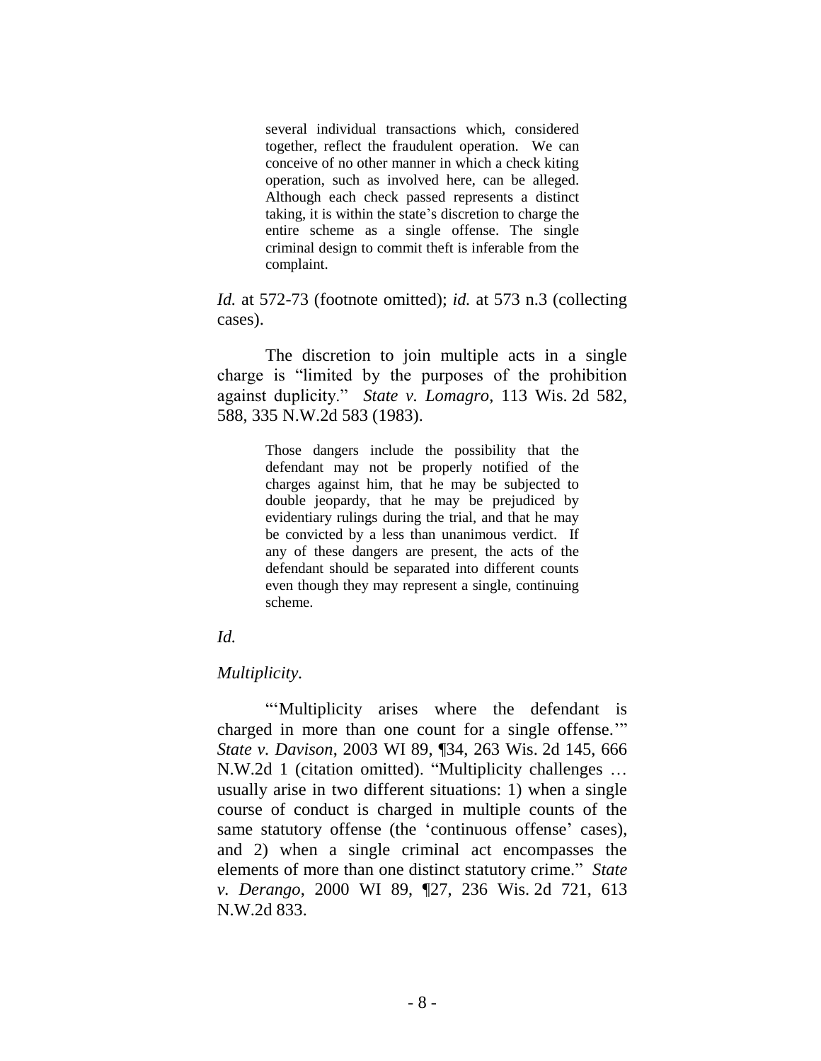> several individual transactions which, considered together, reflect the fraudulent operation. We can conceive of no other manner in which a check kiting operation, such as involved here, can be alleged. Although each check passed represents a distinct taking, it is within the state's discretion to charge the entire scheme as a single offense. The single criminal design to commit theft is inferable from the complaint.

*Id.* at 572-73 (footnote omitted); *id.* at 573 n.3 (collecting cases).

The discretion to join multiple acts in a single charge is "limited by the purposes of the prohibition against duplicity." *State v. Lomagro*, 113 Wis. 2d 582, 588, 335 N.W.2d 583 (1983).

> Those dangers include the possibility that the defendant may not be properly notified of the charges against him, that he may be subjected to double jeopardy, that he may be prejudiced by evidentiary rulings during the trial, and that he may be convicted by a less than unanimous verdict. If any of these dangers are present, the acts of the defendant should be separated into different counts even though they may represent a single, continuing scheme.

*Id.*

*Multiplicity.*

"'Multiplicity arises where the defendant is charged in more than one count for a single offense.'" *State v. Davison*, 2003 WI 89, ¶34, 263 Wis. 2d 145, 666 N.W.2d 1 (citation omitted). "Multiplicity challenges … usually arise in two different situations: 1) when a single course of conduct is charged in multiple counts of the same statutory offense (the 'continuous offense' cases), and 2) when a single criminal act encompasses the elements of more than one distinct statutory crime." *State v. Derango*, 2000 WI 89, ¶27, 236 Wis. 2d 721, 613 N.W.2d 833.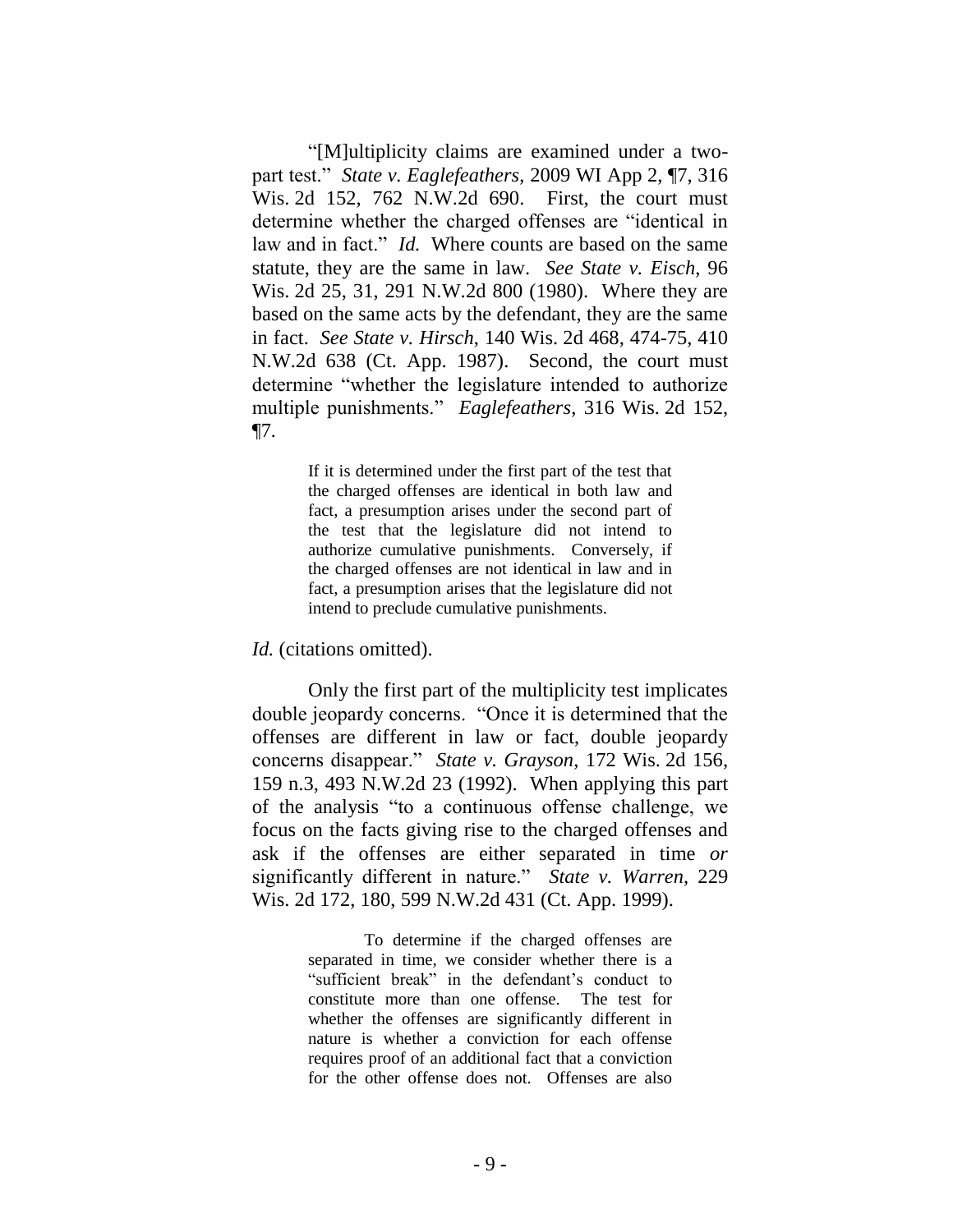"[M]ultiplicity claims are examined under a two-part test." *State v. Eaglefeathers*, 2009 WI App 2, ¶7, 316 Wis. 2d 152, 762 N.W.2d 690. First, the court must determine whether the charged offenses are "identical in law and in fact." *Id.* Where counts are based on the same statute, they are the same in law. *See State v. Eisch*, 96 Wis. 2d 25, 31, 291 N.W.2d 800 (1980). Where they are based on the same acts by the defendant, they are the same in fact. *See State v. Hirsch*, 140 Wis. 2d 468, 474-75, 410 N.W.2d 638 (Ct. App. 1987). Second, the court must determine "whether the legislature intended to authorize multiple punishments." *Eaglefeathers*, 316 Wis. 2d 152, ¶7.

> If it is determined under the first part of the test that the charged offenses are identical in both law and fact, a presumption arises under the second part of the test that the legislature did not intend to authorize cumulative punishments. Conversely, if the charged offenses are not identical in law and in fact, a presumption arises that the legislature did not intend to preclude cumulative punishments.

*Id.* (citations omitted).

Only the first part of the multiplicity test implicates double jeopardy concerns. "Once it is determined that the offenses are different in law or fact, double jeopardy concerns disappear." *State v. Grayson*, 172 Wis. 2d 156, 159 n.3, 493 N.W.2d 23 (1992). When applying this part of the analysis "to a continuous offense challenge, we focus on the facts giving rise to the charged offenses and ask if the offenses are either separated in time *or* significantly different in nature." *State v. Warren*, 229 Wis. 2d 172, 180, 599 N.W.2d 431 (Ct. App. 1999).

> To determine if the charged offenses are separated in time, we consider whether there is a "sufficient break" in the defendant's conduct to constitute more than one offense. The test for whether the offenses are significantly different in nature is whether a conviction for each offense requires proof of an additional fact that a conviction for the other offense does not. Offenses are also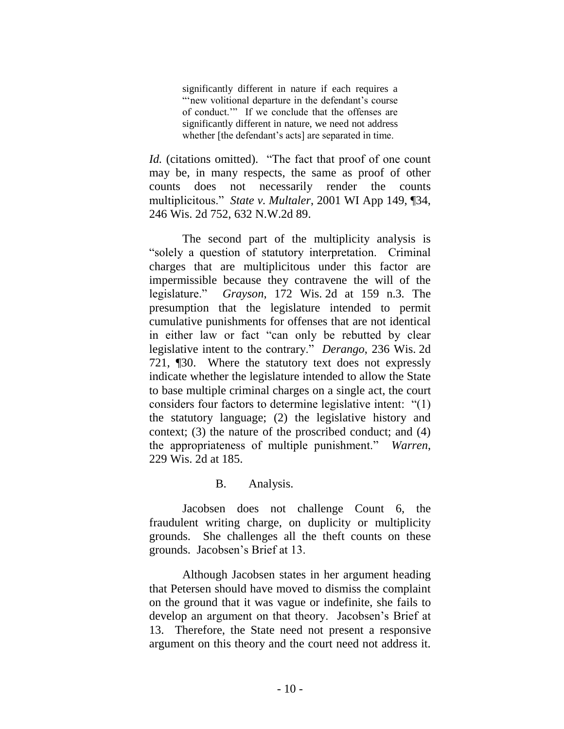> significantly different in nature if each requires a "'new volitional departure in the defendant's course of conduct.'" If we conclude that the offenses are significantly different in nature, we need not address whether [the defendant's acts] are separated in time.

*Id.* (citations omitted). "The fact that proof of one count may be, in many respects, the same as proof of other counts does not necessarily render the counts multiplicitous." *State v. Multaler*, 2001 WI App 149, ¶34, 246 Wis. 2d 752, 632 N.W.2d 89.

The second part of the multiplicity analysis is "solely a question of statutory interpretation. Criminal charges that are multiplicitous under this factor are impermissible because they contravene the will of the legislature." *Grayson*, 172 Wis. 2d at 159 n.3. The presumption that the legislature intended to permit cumulative punishments for offenses that are not identical in either law or fact "can only be rebutted by clear legislative intent to the contrary." *Derango*, 236 Wis. 2d 721, ¶30. Where the statutory text does not expressly indicate whether the legislature intended to allow the State to base multiple criminal charges on a single act, the court considers four factors to determine legislative intent: "(1) the statutory language; (2) the legislative history and context; (3) the nature of the proscribed conduct; and (4) the appropriateness of multiple punishment." *Warren*, 229 Wis. 2d at 185.

### B. Analysis.

Jacobsen does not challenge Count 6, the fraudulent writing charge, on duplicity or multiplicity grounds. She challenges all the theft counts on these grounds. Jacobsen's Brief at 13.

Although Jacobsen states in her argument heading that Petersen should have moved to dismiss the complaint on the ground that it was vague or indefinite, she fails to develop an argument on that theory. Jacobsen's Brief at 13. Therefore, the State need not present a responsive argument on this theory and the court need not address it.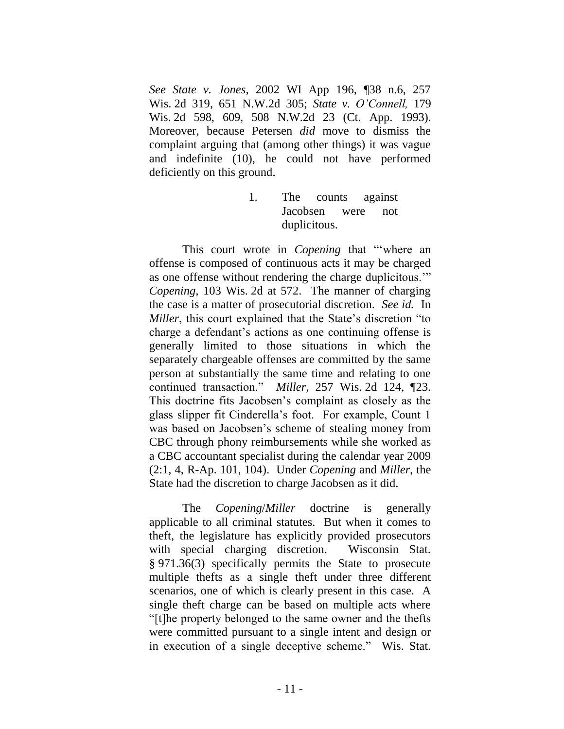*See State v. Jones*, 2002 WI App 196, ¶38 n.6, 257 Wis. 2d 319, 651 N.W.2d 305; *State v. O'Connell,* 179 Wis. 2d 598, 609, 508 N.W.2d 23 (Ct. App. 1993). Moreover, because Petersen *did* move to dismiss the complaint arguing that (among other things) it was vague and indefinite (10), he could not have performed deficiently on this ground.

1. The counts against Jacobsen were not duplicitous.

This court wrote in *Copening* that "'where an offense is composed of continuous acts it may be charged as one offense without rendering the charge duplicitous.'" *Copening*, 103 Wis. 2d at 572. The manner of charging the case is a matter of prosecutorial discretion. *See id.* In *Miller*, this court explained that the State's discretion "to charge a defendant's actions as one continuing offense is generally limited to those situations in which the separately chargeable offenses are committed by the same person at substantially the same time and relating to one continued transaction." *Miller*, 257 Wis. 2d 124, ¶23. This doctrine fits Jacobsen's complaint as closely as the glass slipper fit Cinderella's foot. For example, Count 1 was based on Jacobsen's scheme of stealing money from CBC through phony reimbursements while she worked as a CBC accountant specialist during the calendar year 2009 (2:1, 4, R-Ap. 101, 104). Under *Copening* and *Miller*, the State had the discretion to charge Jacobsen as it did.

The *Copening*/*Miller* doctrine is generally applicable to all criminal statutes. But when it comes to theft, the legislature has explicitly provided prosecutors with special charging discretion. Wisconsin Stat. § 971.36(3) specifically permits the State to prosecute multiple thefts as a single theft under three different scenarios, one of which is clearly present in this case. A single theft charge can be based on multiple acts where "[t]he property belonged to the same owner and the thefts were committed pursuant to a single intent and design or in execution of a single deceptive scheme." Wis. Stat.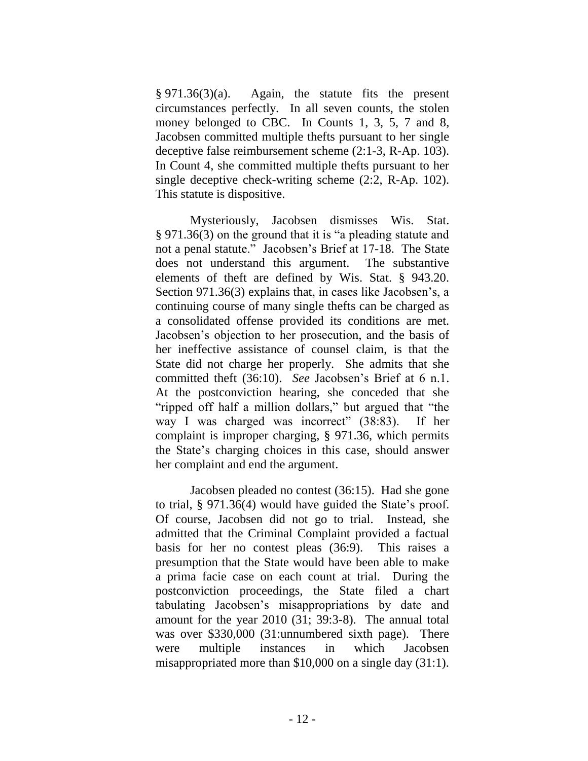§ 971.36(3)(a). Again, the statute fits the present circumstances perfectly. In all seven counts, the stolen money belonged to CBC. In Counts 1, 3, 5, 7 and 8, Jacobsen committed multiple thefts pursuant to her single deceptive false reimbursement scheme (2:1-3, R-Ap. 103). In Count 4, she committed multiple thefts pursuant to her single deceptive check-writing scheme (2:2, R-Ap. 102). This statute is dispositive.

Mysteriously, Jacobsen dismisses Wis. Stat. § 971.36(3) on the ground that it is "a pleading statute and not a penal statute." Jacobsen's Brief at 17-18. The State does not understand this argument. The substantive elements of theft are defined by Wis. Stat. § 943.20. Section 971.36(3) explains that, in cases like Jacobsen's, a continuing course of many single thefts can be charged as a consolidated offense provided its conditions are met. Jacobsen's objection to her prosecution, and the basis of her ineffective assistance of counsel claim, is that the State did not charge her properly. She admits that she committed theft (36:10). *See* Jacobsen's Brief at 6 n.1. At the postconviction hearing, she conceded that she "ripped off half a million dollars," but argued that "the way I was charged was incorrect" (38:83). If her complaint is improper charging, § 971.36, which permits the State's charging choices in this case, should answer her complaint and end the argument.

Jacobsen pleaded no contest (36:15). Had she gone to trial, § 971.36(4) would have guided the State's proof. Of course, Jacobsen did not go to trial. Instead, she admitted that the Criminal Complaint provided a factual basis for her no contest pleas (36:9). This raises a presumption that the State would have been able to make a prima facie case on each count at trial. During the postconviction proceedings, the State filed a chart tabulating Jacobsen's misappropriations by date and amount for the year 2010 (31; 39:3-8). The annual total was over $330,000 (31:unnumbered sixth page). There were multiple instances in which Jacobsen misappropriated more than $10,000 on a single day (31:1).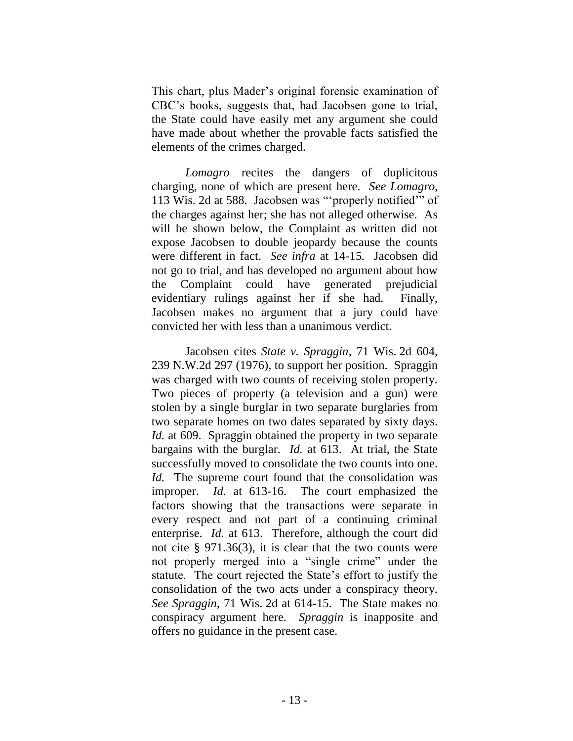This chart, plus Mader's original forensic examination of CBC's books, suggests that, had Jacobsen gone to trial, the State could have easily met any argument she could have made about whether the provable facts satisfied the elements of the crimes charged.

*Lomagro* recites the dangers of duplicitous charging, none of which are present here. *See Lomagro*, 113 Wis. 2d at 588. Jacobsen was "'properly notified'" of the charges against her; she has not alleged otherwise. As will be shown below, the Complaint as written did not expose Jacobsen to double jeopardy because the counts were different in fact. *See infra* at 14-15. Jacobsen did not go to trial, and has developed no argument about how the Complaint could have generated prejudicial evidentiary rulings against her if she had. Finally, Jacobsen makes no argument that a jury could have convicted her with less than a unanimous verdict.

Jacobsen cites *State v. Spraggin*, 71 Wis. 2d 604, 239 N.W.2d 297 (1976), to support her position. Spraggin was charged with two counts of receiving stolen property. Two pieces of property (a television and a gun) were stolen by a single burglar in two separate burglaries from two separate homes on two dates separated by sixty days. *Id.* at 609. Spraggin obtained the property in two separate bargains with the burglar. *Id.* at 613. At trial, the State successfully moved to consolidate the two counts into one. *Id.* The supreme court found that the consolidation was improper. *Id.* at 613-16. The court emphasized the factors showing that the transactions were separate in every respect and not part of a continuing criminal enterprise. *Id.* at 613. Therefore, although the court did not cite § 971.36(3), it is clear that the two counts were not properly merged into a "single crime" under the statute. The court rejected the State's effort to justify the consolidation of the two acts under a conspiracy theory. *See Spraggin*, 71 Wis. 2d at 614-15. The State makes no conspiracy argument here. *Spraggin* is inapposite and offers no guidance in the present case.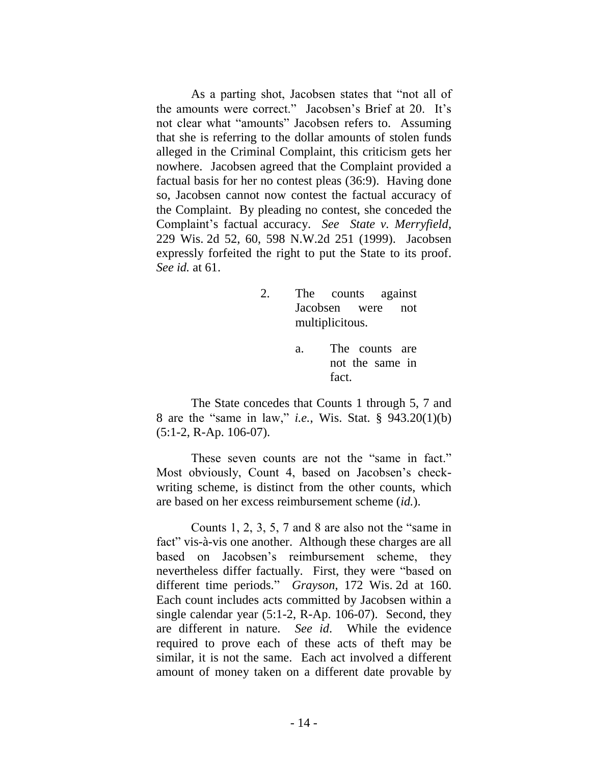As a parting shot, Jacobsen states that "not all of the amounts were correct." Jacobsen's Brief at 20. It's not clear what "amounts" Jacobsen refers to. Assuming that she is referring to the dollar amounts of stolen funds alleged in the Criminal Complaint, this criticism gets her nowhere. Jacobsen agreed that the Complaint provided a factual basis for her no contest pleas (36:9). Having done so, Jacobsen cannot now contest the factual accuracy of the Complaint. By pleading no contest, she conceded the Complaint's factual accuracy. *See State v. Merryfield*, 229 Wis. 2d 52, 60, 598 N.W.2d 251 (1999). Jacobsen expressly forfeited the right to put the State to its proof. *See id.* at 61.

2. The counts against Jacobsen were not multiplicitous.

a. The counts are not the same in fact.

The State concedes that Counts 1 through 5, 7 and 8 are the "same in law," *i.e.*, Wis. Stat. § 943.20(1)(b) (5:1-2, R-Ap. 106-07).

These seven counts are not the "same in fact." Most obviously, Count 4, based on Jacobsen's check-writing scheme, is distinct from the other counts, which are based on her excess reimbursement scheme (*id.*).

Counts 1, 2, 3, 5, 7 and 8 are also not the "same in fact" vis-à-vis one another. Although these charges are all based on Jacobsen's reimbursement scheme, they nevertheless differ factually. First, they were "based on different time periods." *Grayson*, 172 Wis. 2d at 160. Each count includes acts committed by Jacobsen within a single calendar year (5:1-2, R-Ap. 106-07). Second, they are different in nature. *See id.* While the evidence required to prove each of these acts of theft may be similar, it is not the same. Each act involved a different amount of money taken on a different date provable by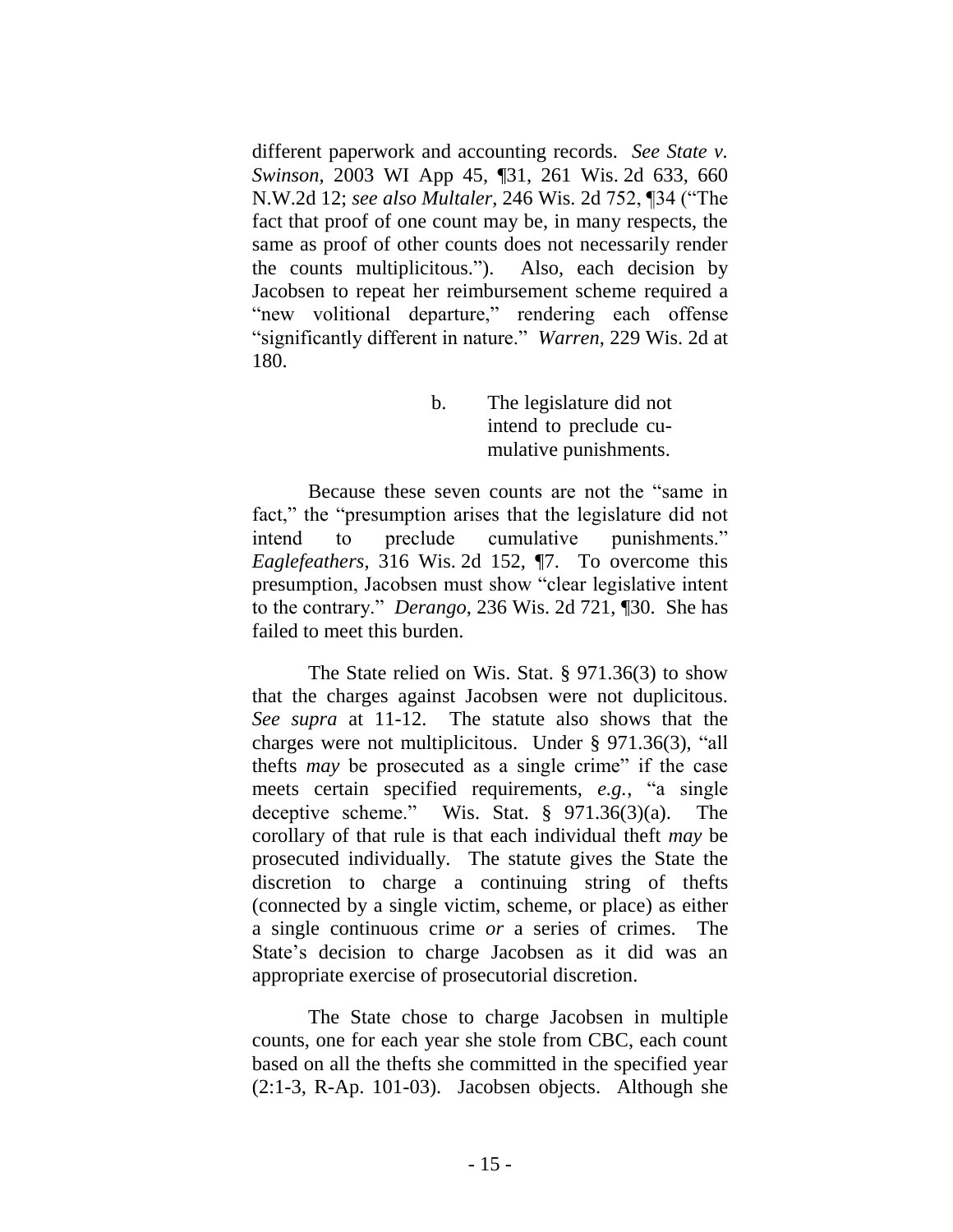different paperwork and accounting records. *See State v. Swinson*, 2003 WI App 45, ¶31, 261 Wis. 2d 633, 660 N.W.2d 12; *see also Multaler*, 246 Wis. 2d 752, ¶34 ("The fact that proof of one count may be, in many respects, the same as proof of other counts does not necessarily render the counts multiplicitous."). Also, each decision by Jacobsen to repeat her reimbursement scheme required a "new volitional departure," rendering each offense "significantly different in nature." *Warren*, 229 Wis. 2d at 180.

#### b. The legislature did not intend to preclude cumulative punishments.

Because these seven counts are not the "same in fact," the "presumption arises that the legislature did not intend to preclude cumulative punishments." *Eaglefeathers*, 316 Wis. 2d 152, ¶7. To overcome this presumption, Jacobsen must show "clear legislative intent to the contrary." *Derango*, 236 Wis. 2d 721, ¶30. She has failed to meet this burden.

The State relied on Wis. Stat. § 971.36(3) to show that the charges against Jacobsen were not duplicitous. *See supra* at 11-12. The statute also shows that the charges were not multiplicitous. Under § 971.36(3), "all thefts *may* be prosecuted as a single crime" if the case meets certain specified requirements, *e.g.*, "a single deceptive scheme." Wis. Stat. § 971.36(3)(a). The corollary of that rule is that each individual theft *may* be prosecuted individually. The statute gives the State the discretion to charge a continuing string of thefts (connected by a single victim, scheme, or place) as either a single continuous crime *or* a series of crimes. The State's decision to charge Jacobsen as it did was an appropriate exercise of prosecutorial discretion.

The State chose to charge Jacobsen in multiple counts, one for each year she stole from CBC, each count based on all the thefts she committed in the specified year (2:1-3, R-Ap. 101-03). Jacobsen objects. Although she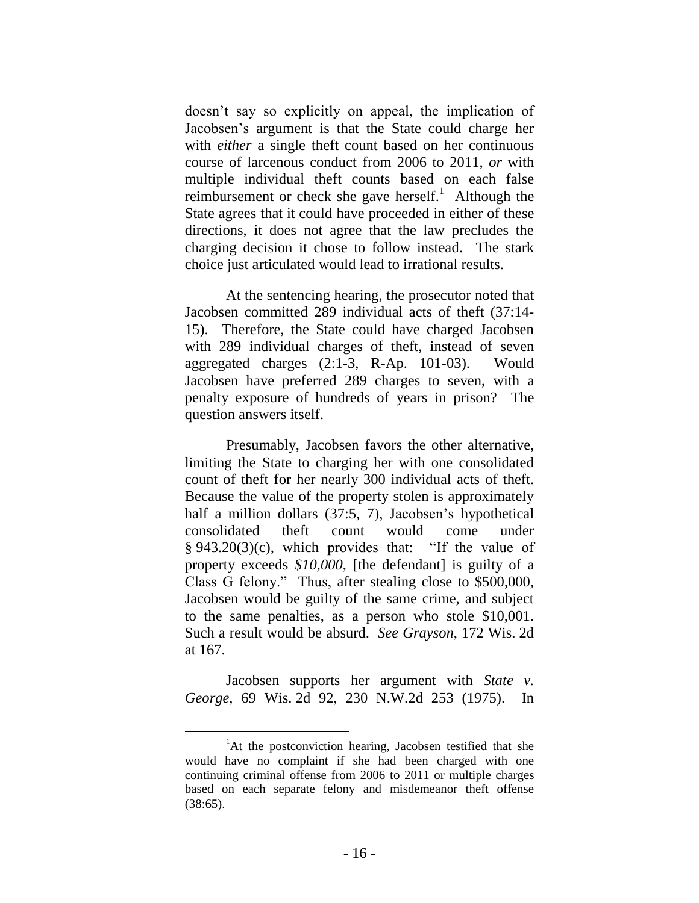doesn't say so explicitly on appeal, the implication of Jacobsen's argument is that the State could charge her with *either* a single theft count based on her continuous course of larcenous conduct from 2006 to 2011, *or* with multiple individual theft counts based on each false reimbursement or check she gave herself.[1] Although the State agrees that it could have proceeded in either of these directions, it does not agree that the law precludes the charging decision it chose to follow instead. The stark choice just articulated would lead to irrational results.

At the sentencing hearing, the prosecutor noted that Jacobsen committed 289 individual acts of theft (37:14-15). Therefore, the State could have charged Jacobsen with 289 individual charges of theft, instead of seven aggregated charges (2:1-3, R-Ap. 101-03). Would Jacobsen have preferred 289 charges to seven, with a penalty exposure of hundreds of years in prison? The question answers itself.

Presumably, Jacobsen favors the other alternative, limiting the State to charging her with one consolidated count of theft for her nearly 300 individual acts of theft. Because the value of the property stolen is approximately half a million dollars (37:5, 7), Jacobsen's hypothetical consolidated theft count would come under § 943.20(3)(c), which provides that: "If the value of property exceeds *$10,000*, [the defendant] is guilty of a Class G felony." Thus, after stealing close to $500,000, Jacobsen would be guilty of the same crime, and subject to the same penalties, as a person who stole $10,001. Such a result would be absurd. *See Grayson*, 172 Wis. 2d at 167.

Jacobsen supports her argument with *State v. George*, 69 Wis. 2d 92, 230 N.W.2d 253 (1975). In

---

[1] At the postconviction hearing, Jacobsen testified that she would have no complaint if she had been charged with one continuing criminal offense from 2006 to 2011 or multiple charges based on each separate felony and misdemeanor theft offense (38:65).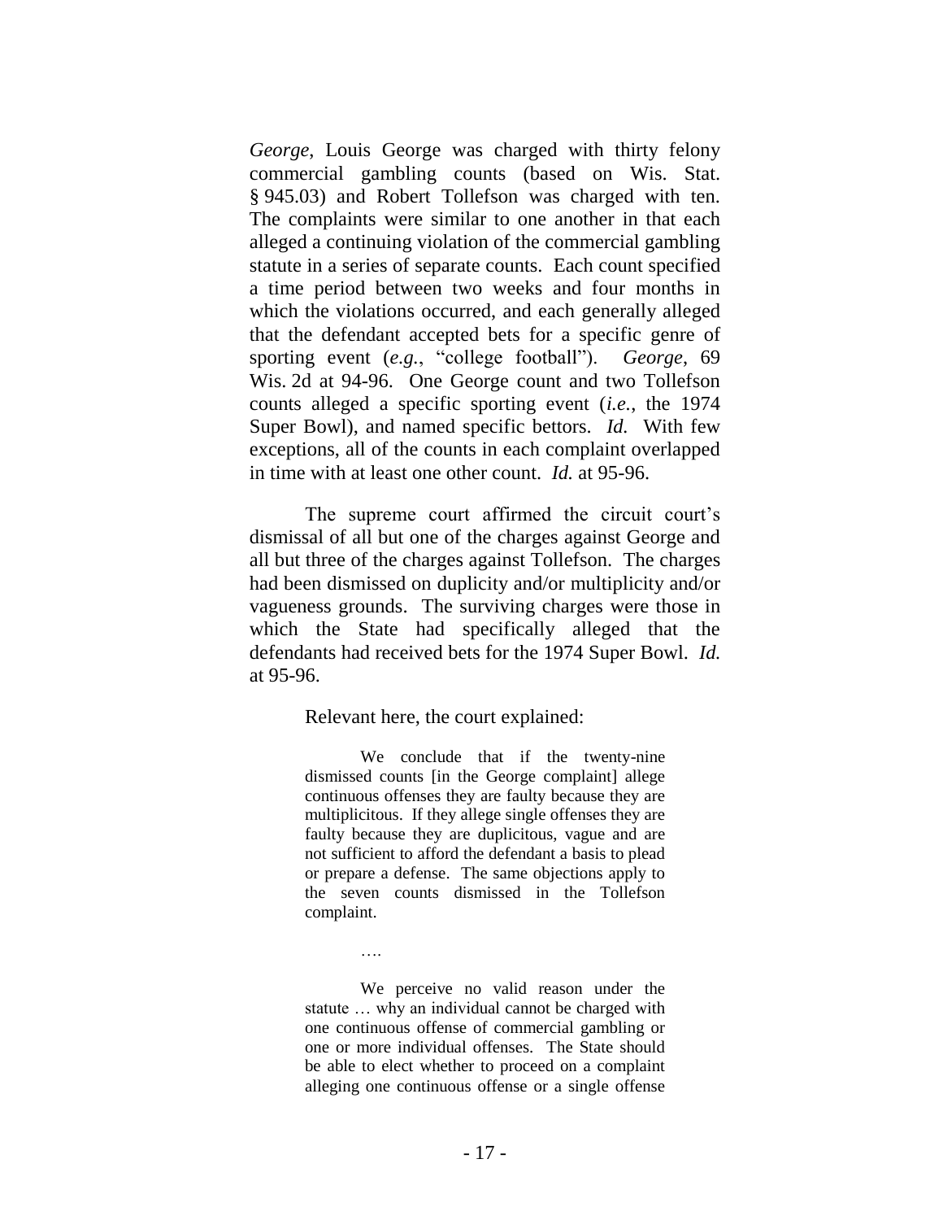*George*, Louis George was charged with thirty felony commercial gambling counts (based on Wis. Stat. § 945.03) and Robert Tollefson was charged with ten. The complaints were similar to one another in that each alleged a continuing violation of the commercial gambling statute in a series of separate counts. Each count specified a time period between two weeks and four months in which the violations occurred, and each generally alleged that the defendant accepted bets for a specific genre of sporting event (*e.g.*, "college football"). *George*, 69 Wis. 2d at 94-96. One George count and two Tollefson counts alleged a specific sporting event (*i.e.*, the 1974 Super Bowl), and named specific bettors. *Id.* With few exceptions, all of the counts in each complaint overlapped in time with at least one other count. *Id.* at 95-96.

The supreme court affirmed the circuit court's dismissal of all but one of the charges against George and all but three of the charges against Tollefson. The charges had been dismissed on duplicity and/or multiplicity and/or vagueness grounds. The surviving charges were those in which the State had specifically alleged that the defendants had received bets for the 1974 Super Bowl. *Id.* at 95-96.

Relevant here, the court explained:

> We conclude that if the twenty-nine dismissed counts [in the George complaint] allege continuous offenses they are faulty because they are multiplicitous. If they allege single offenses they are faulty because they are duplicitous, vague and are not sufficient to afford the defendant a basis to plead or prepare a defense. The same objections apply to the seven counts dismissed in the Tollefson complaint.
>
> ….
>
> We perceive no valid reason under the statute … why an individual cannot be charged with one continuous offense of commercial gambling or one or more individual offenses. The State should be able to elect whether to proceed on a complaint alleging one continuous offense or a single offense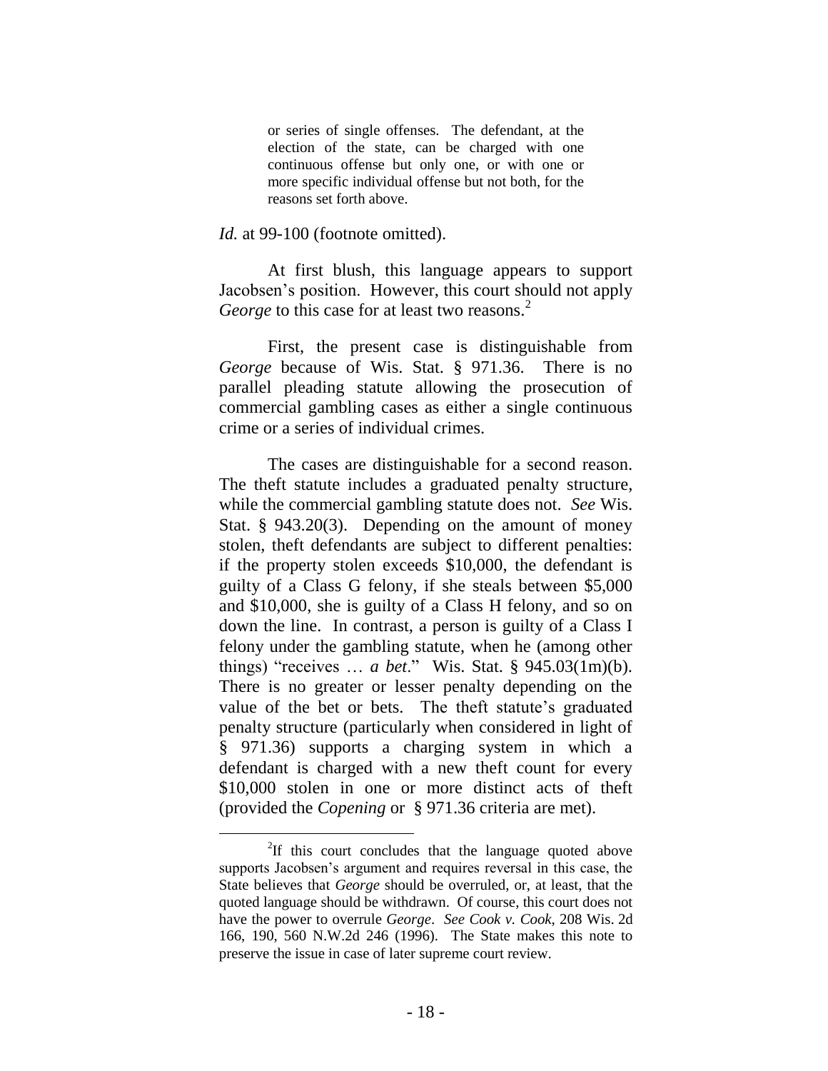> or series of single offenses. The defendant, at the election of the state, can be charged with one continuous offense but only one, or with one or more specific individual offense but not both, for the reasons set forth above.

*Id.* at 99-100 (footnote omitted).

At first blush, this language appears to support Jacobsen's position. However, this court should not apply *George* to this case for at least two reasons.[2]

First, the present case is distinguishable from *George* because of Wis. Stat. § 971.36. There is no parallel pleading statute allowing the prosecution of commercial gambling cases as either a single continuous crime or a series of individual crimes.

The cases are distinguishable for a second reason. The theft statute includes a graduated penalty structure, while the commercial gambling statute does not. *See* Wis. Stat. § 943.20(3). Depending on the amount of money stolen, theft defendants are subject to different penalties: if the property stolen exceeds $10,000, the defendant is guilty of a Class G felony, if she steals between $5,000 and $10,000, she is guilty of a Class H felony, and so on down the line. In contrast, a person is guilty of a Class I felony under the gambling statute, when he (among other things) "receives … *a bet*." Wis. Stat. § 945.03(1m)(b). There is no greater or lesser penalty depending on the value of the bet or bets. The theft statute's graduated penalty structure (particularly when considered in light of § 971.36) supports a charging system in which a defendant is charged with a new theft count for every $10,000 stolen in one or more distinct acts of theft (provided the *Copening* or § 971.36 criteria are met).

---

[2] If this court concludes that the language quoted above supports Jacobsen's argument and requires reversal in this case, the State believes that *George* should be overruled, or, at least, that the quoted language should be withdrawn. Of course, this court does not have the power to overrule *George*. *See Cook v. Cook*, 208 Wis. 2d 166, 190, 560 N.W.2d 246 (1996). The State makes this note to preserve the issue in case of later supreme court review.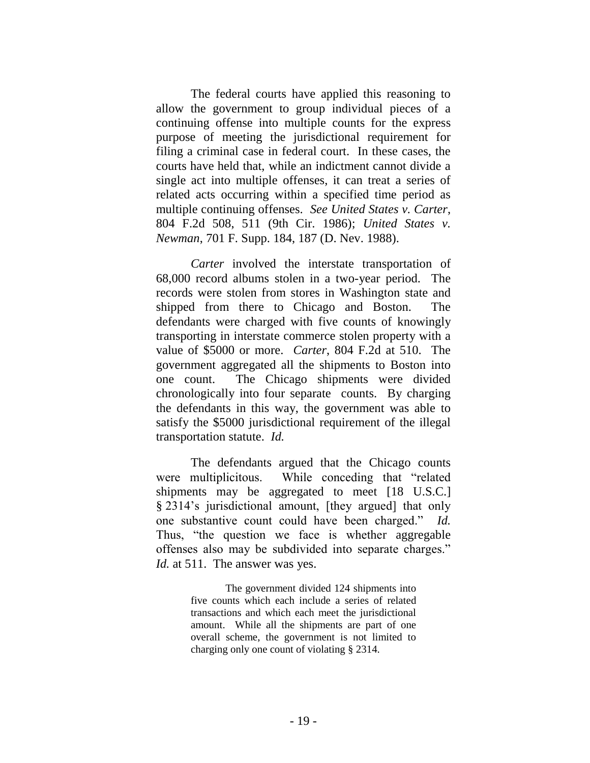The federal courts have applied this reasoning to allow the government to group individual pieces of a continuing offense into multiple counts for the express purpose of meeting the jurisdictional requirement for filing a criminal case in federal court. In these cases, the courts have held that, while an indictment cannot divide a single act into multiple offenses, it can treat a series of related acts occurring within a specified time period as multiple continuing offenses. *See United States v. Carter*, 804 F.2d 508, 511 (9th Cir. 1986); *United States v. Newman*, 701 F. Supp. 184, 187 (D. Nev. 1988).

*Carter* involved the interstate transportation of 68,000 record albums stolen in a two-year period. The records were stolen from stores in Washington state and shipped from there to Chicago and Boston. The defendants were charged with five counts of knowingly transporting in interstate commerce stolen property with a value of $5000 or more. *Carter*, 804 F.2d at 510. The government aggregated all the shipments to Boston into one count. The Chicago shipments were divided chronologically into four separate counts. By charging the defendants in this way, the government was able to satisfy the $5000 jurisdictional requirement of the illegal transportation statute. *Id.*

The defendants argued that the Chicago counts were multiplicitous. While conceding that "related shipments may be aggregated to meet [18 U.S.C.] § 2314's jurisdictional amount, [they argued] that only one substantive count could have been charged." *Id.* Thus, "the question we face is whether aggregable offenses also may be subdivided into separate charges." *Id.* at 511. The answer was yes.

> The government divided 124 shipments into five counts which each include a series of related transactions and which each meet the jurisdictional amount. While all the shipments are part of one overall scheme, the government is not limited to charging only one count of violating § 2314.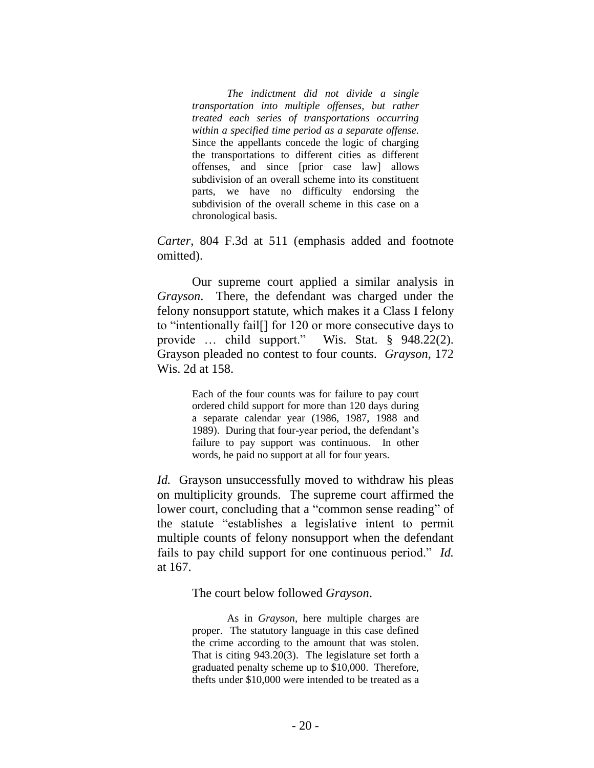> *The indictment did not divide a single transportation into multiple offenses, but rather treated each series of transportations occurring within a specified time period as a separate offense.* Since the appellants concede the logic of charging the transportations to different cities as different offenses, and since [prior case law] allows subdivision of an overall scheme into its constituent parts, we have no difficulty endorsing the subdivision of the overall scheme in this case on a chronological basis.

*Carter*, 804 F.3d at 511 (emphasis added and footnote omitted).

Our supreme court applied a similar analysis in *Grayson*. There, the defendant was charged under the felony nonsupport statute, which makes it a Class I felony to "intentionally fail[] for 120 or more consecutive days to provide … child support." Wis. Stat. § 948.22(2). Grayson pleaded no contest to four counts. *Grayson*, 172 Wis. 2d at 158.

> Each of the four counts was for failure to pay court ordered child support for more than 120 days during a separate calendar year (1986, 1987, 1988 and 1989). During that four-year period, the defendant's failure to pay support was continuous. In other words, he paid no support at all for four years.

*Id.* Grayson unsuccessfully moved to withdraw his pleas on multiplicity grounds. The supreme court affirmed the lower court, concluding that a "common sense reading" of the statute "establishes a legislative intent to permit multiple counts of felony nonsupport when the defendant fails to pay child support for one continuous period." *Id.* at 167.

The court below followed *Grayson*.

> As in *Grayson*, here multiple charges are proper. The statutory language in this case defined the crime according to the amount that was stolen. That is citing 943.20(3). The legislature set forth a graduated penalty scheme up to $10,000. Therefore, thefts under $10,000 were intended to be treated as a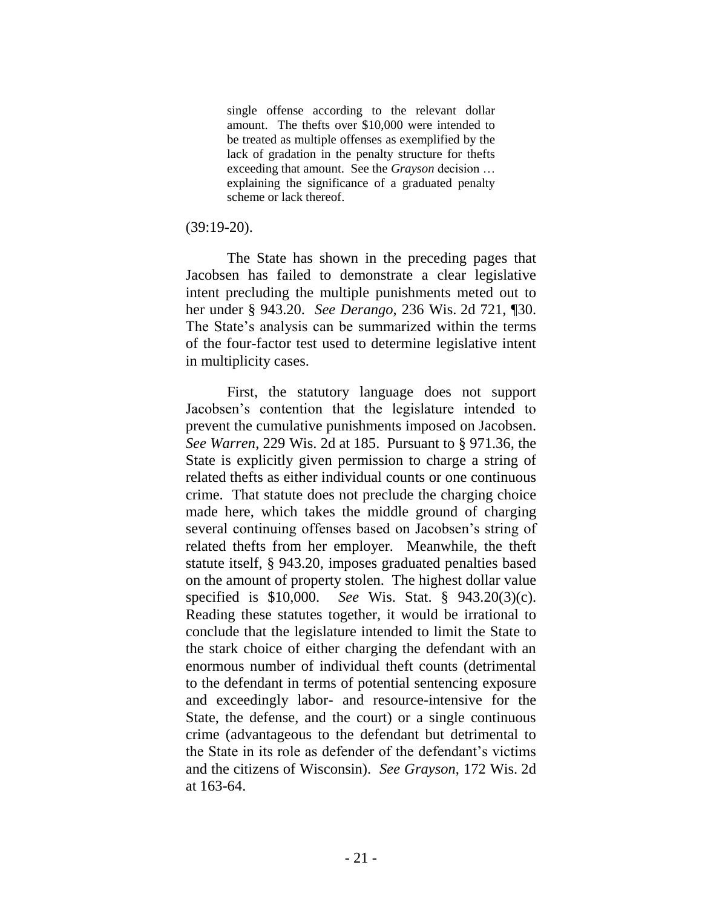> single offense according to the relevant dollar amount. The thefts over $10,000 were intended to be treated as multiple offenses as exemplified by the lack of gradation in the penalty structure for thefts exceeding that amount. See the *Grayson* decision … explaining the significance of a graduated penalty scheme or lack thereof.

(39:19-20).

The State has shown in the preceding pages that Jacobsen has failed to demonstrate a clear legislative intent precluding the multiple punishments meted out to her under § 943.20. *See Derango*, 236 Wis. 2d 721, ¶30. The State's analysis can be summarized within the terms of the four-factor test used to determine legislative intent in multiplicity cases.

First, the statutory language does not support Jacobsen's contention that the legislature intended to prevent the cumulative punishments imposed on Jacobsen. *See Warren*, 229 Wis. 2d at 185. Pursuant to § 971.36, the State is explicitly given permission to charge a string of related thefts as either individual counts or one continuous crime. That statute does not preclude the charging choice made here, which takes the middle ground of charging several continuing offenses based on Jacobsen's string of related thefts from her employer. Meanwhile, the theft statute itself, § 943.20, imposes graduated penalties based on the amount of property stolen. The highest dollar value specified is $10,000. *See* Wis. Stat. § 943.20(3)(c). Reading these statutes together, it would be irrational to conclude that the legislature intended to limit the State to the stark choice of either charging the defendant with an enormous number of individual theft counts (detrimental to the defendant in terms of potential sentencing exposure and exceedingly labor- and resource-intensive for the State, the defense, and the court) or a single continuous crime (advantageous to the defendant but detrimental to the State in its role as defender of the defendant's victims and the citizens of Wisconsin). *See Grayson*, 172 Wis. 2d at 163-64.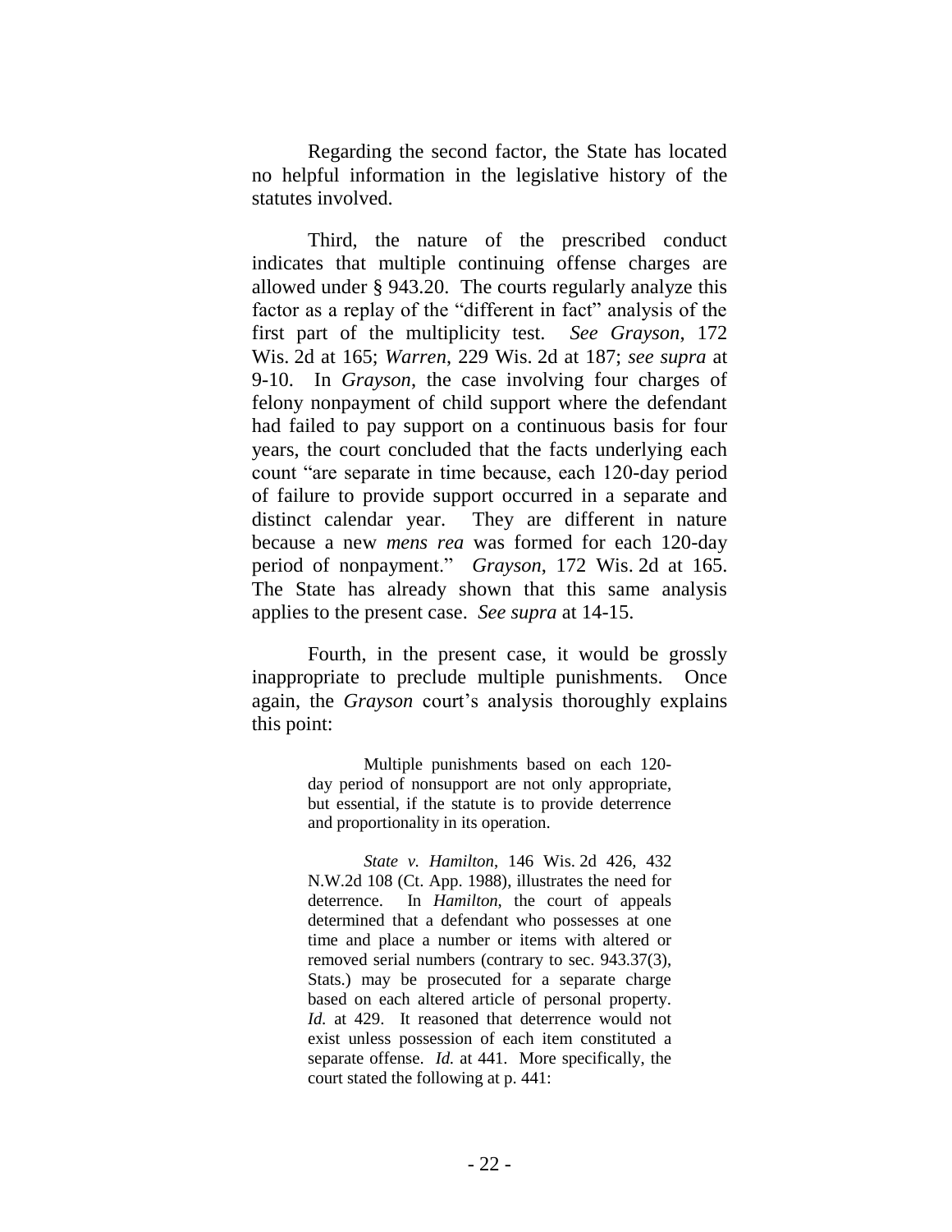Regarding the second factor, the State has located no helpful information in the legislative history of the statutes involved.

Third, the nature of the prescribed conduct indicates that multiple continuing offense charges are allowed under § 943.20. The courts regularly analyze this factor as a replay of the "different in fact" analysis of the first part of the multiplicity test. *See Grayson*, 172 Wis. 2d at 165; *Warren*, 229 Wis. 2d at 187; *see supra* at 9-10. In *Grayson*, the case involving four charges of felony nonpayment of child support where the defendant had failed to pay support on a continuous basis for four years, the court concluded that the facts underlying each count "are separate in time because, each 120-day period of failure to provide support occurred in a separate and distinct calendar year. They are different in nature because a new *mens rea* was formed for each 120-day period of nonpayment." *Grayson*, 172 Wis. 2d at 165. The State has already shown that this same analysis applies to the present case. *See supra* at 14-15.

Fourth, in the present case, it would be grossly inappropriate to preclude multiple punishments. Once again, the *Grayson* court's analysis thoroughly explains this point:

> Multiple punishments based on each 120-day period of nonsupport are not only appropriate, but essential, if the statute is to provide deterrence and proportionality in its operation.
>
> *State v. Hamilton*, 146 Wis. 2d 426, 432 N.W.2d 108 (Ct. App. 1988), illustrates the need for deterrence. In *Hamilton*, the court of appeals determined that a defendant who possesses at one time and place a number or items with altered or removed serial numbers (contrary to sec. 943.37(3), Stats.) may be prosecuted for a separate charge based on each altered article of personal property. *Id.* at 429. It reasoned that deterrence would not exist unless possession of each item constituted a separate offense. *Id.* at 441. More specifically, the court stated the following at p. 441: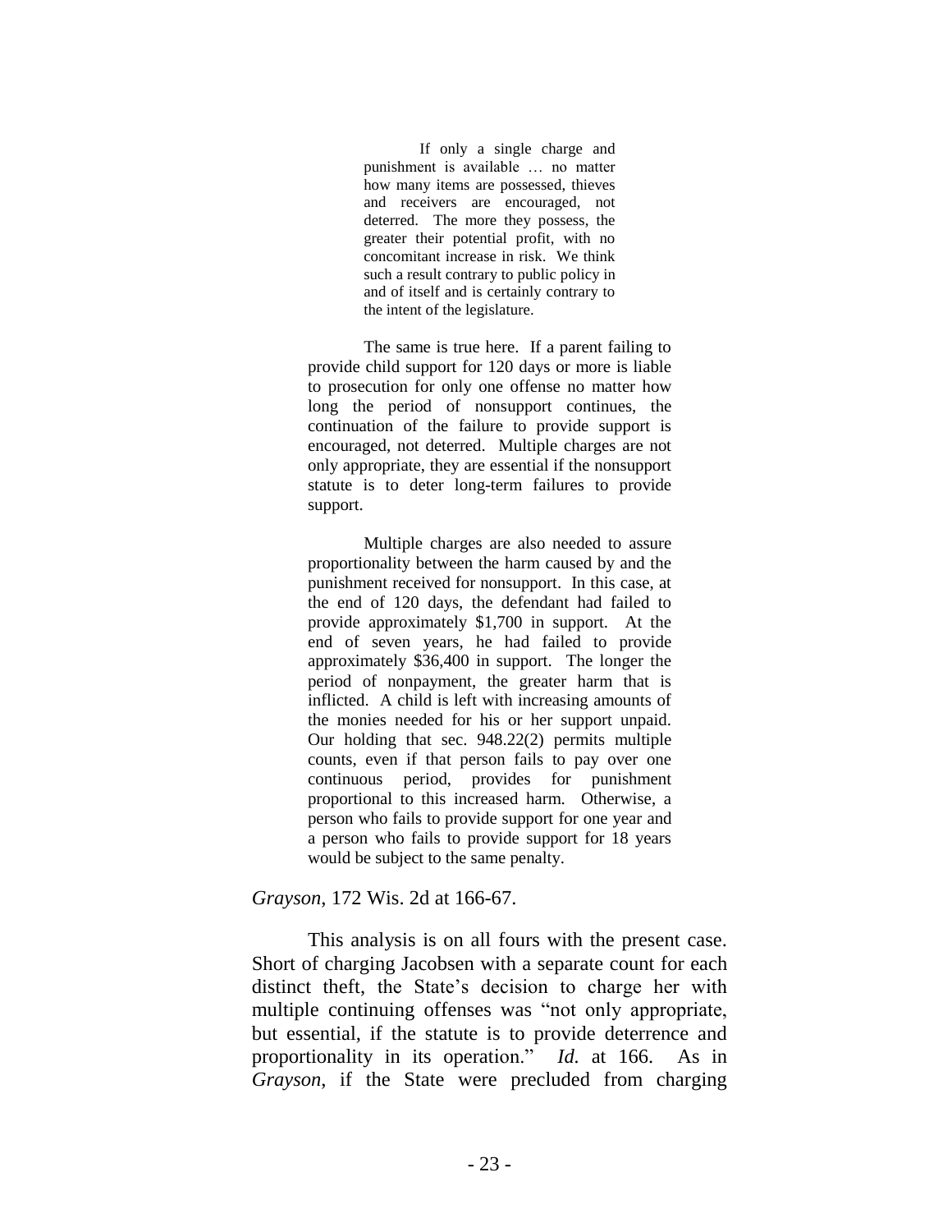> If only a single charge and punishment is available … no matter how many items are possessed, thieves and receivers are encouraged, not deterred. The more they possess, the greater their potential profit, with no concomitant increase in risk. We think such a result contrary to public policy in and of itself and is certainly contrary to the intent of the legislature.

> The same is true here. If a parent failing to provide child support for 120 days or more is liable to prosecution for only one offense no matter how long the period of nonsupport continues, the continuation of the failure to provide support is encouraged, not deterred. Multiple charges are not only appropriate, they are essential if the nonsupport statute is to deter long-term failures to provide support.
>
> Multiple charges are also needed to assure proportionality between the harm caused by and the punishment received for nonsupport. In this case, at the end of 120 days, the defendant had failed to provide approximately $1,700 in support. At the end of seven years, he had failed to provide approximately $36,400 in support. The longer the period of nonpayment, the greater harm that is inflicted. A child is left with increasing amounts of the monies needed for his or her support unpaid. Our holding that sec. 948.22(2) permits multiple counts, even if that person fails to pay over one continuous period, provides for punishment proportional to this increased harm. Otherwise, a person who fails to provide support for one year and a person who fails to provide support for 18 years would be subject to the same penalty.

*Grayson*, 172 Wis. 2d at 166-67.

This analysis is on all fours with the present case. Short of charging Jacobsen with a separate count for each distinct theft, the State's decision to charge her with multiple continuing offenses was "not only appropriate, but essential, if the statute is to provide deterrence and proportionality in its operation." *Id.* at 166. As in *Grayson*, if the State were precluded from charging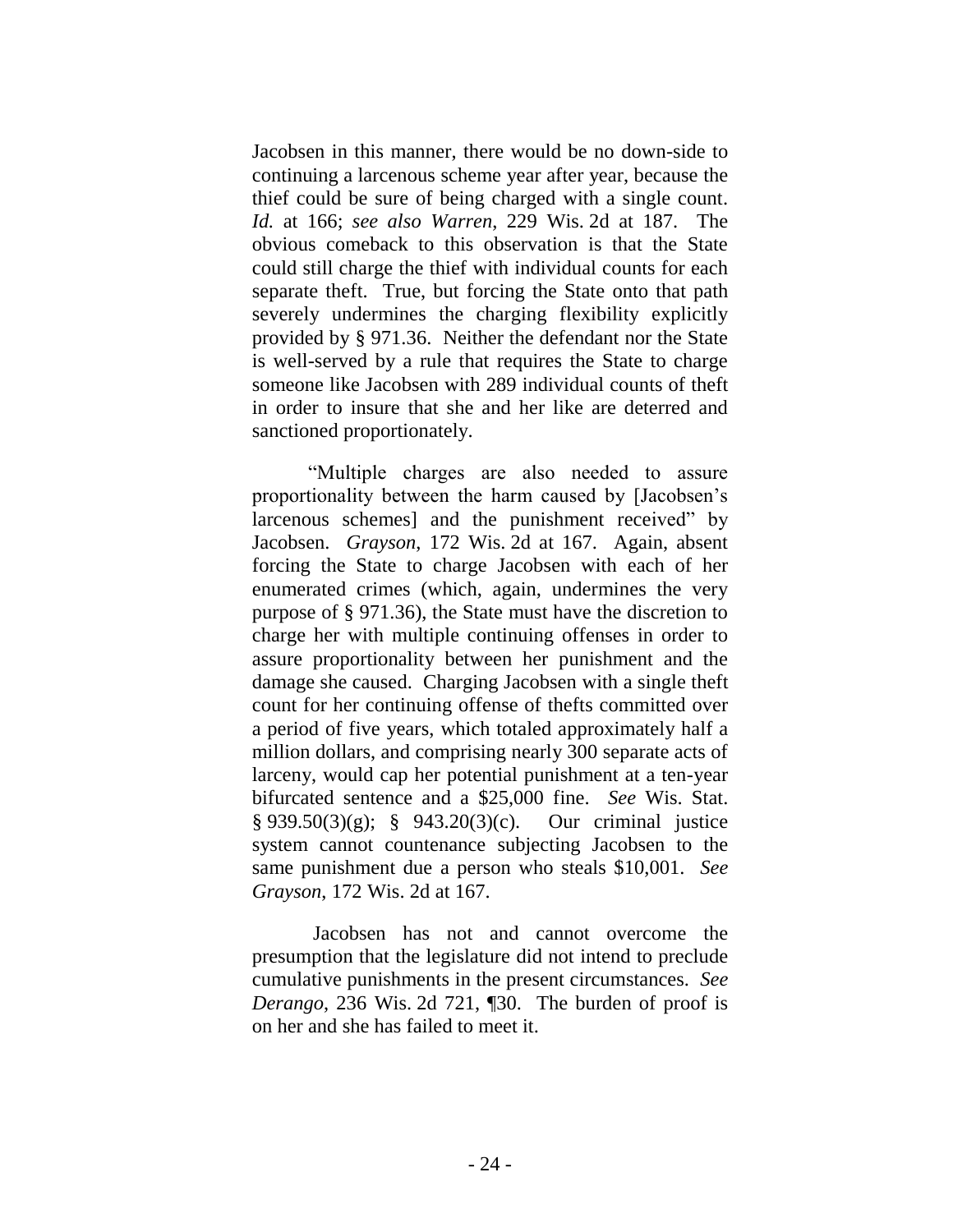Jacobsen in this manner, there would be no down-side to continuing a larcenous scheme year after year, because the thief could be sure of being charged with a single count. *Id.* at 166; *see also Warren*, 229 Wis. 2d at 187. The obvious comeback to this observation is that the State could still charge the thief with individual counts for each separate theft. True, but forcing the State onto that path severely undermines the charging flexibility explicitly provided by § 971.36. Neither the defendant nor the State is well-served by a rule that requires the State to charge someone like Jacobsen with 289 individual counts of theft in order to insure that she and her like are deterred and sanctioned proportionately.

"Multiple charges are also needed to assure proportionality between the harm caused by [Jacobsen's larcenous schemes] and the punishment received" by Jacobsen. *Grayson*, 172 Wis. 2d at 167. Again, absent forcing the State to charge Jacobsen with each of her enumerated crimes (which, again, undermines the very purpose of § 971.36), the State must have the discretion to charge her with multiple continuing offenses in order to assure proportionality between her punishment and the damage she caused. Charging Jacobsen with a single theft count for her continuing offense of thefts committed over a period of five years, which totaled approximately half a million dollars, and comprising nearly 300 separate acts of larceny, would cap her potential punishment at a ten-year bifurcated sentence and a $25,000 fine. *See* Wis. Stat. § 939.50(3)(g); § 943.20(3)(c). Our criminal justice system cannot countenance subjecting Jacobsen to the same punishment due a person who steals $10,001. *See Grayson*, 172 Wis. 2d at 167.

Jacobsen has not and cannot overcome the presumption that the legislature did not intend to preclude cumulative punishments in the present circumstances. *See Derango*, 236 Wis. 2d 721, ¶30. The burden of proof is on her and she has failed to meet it.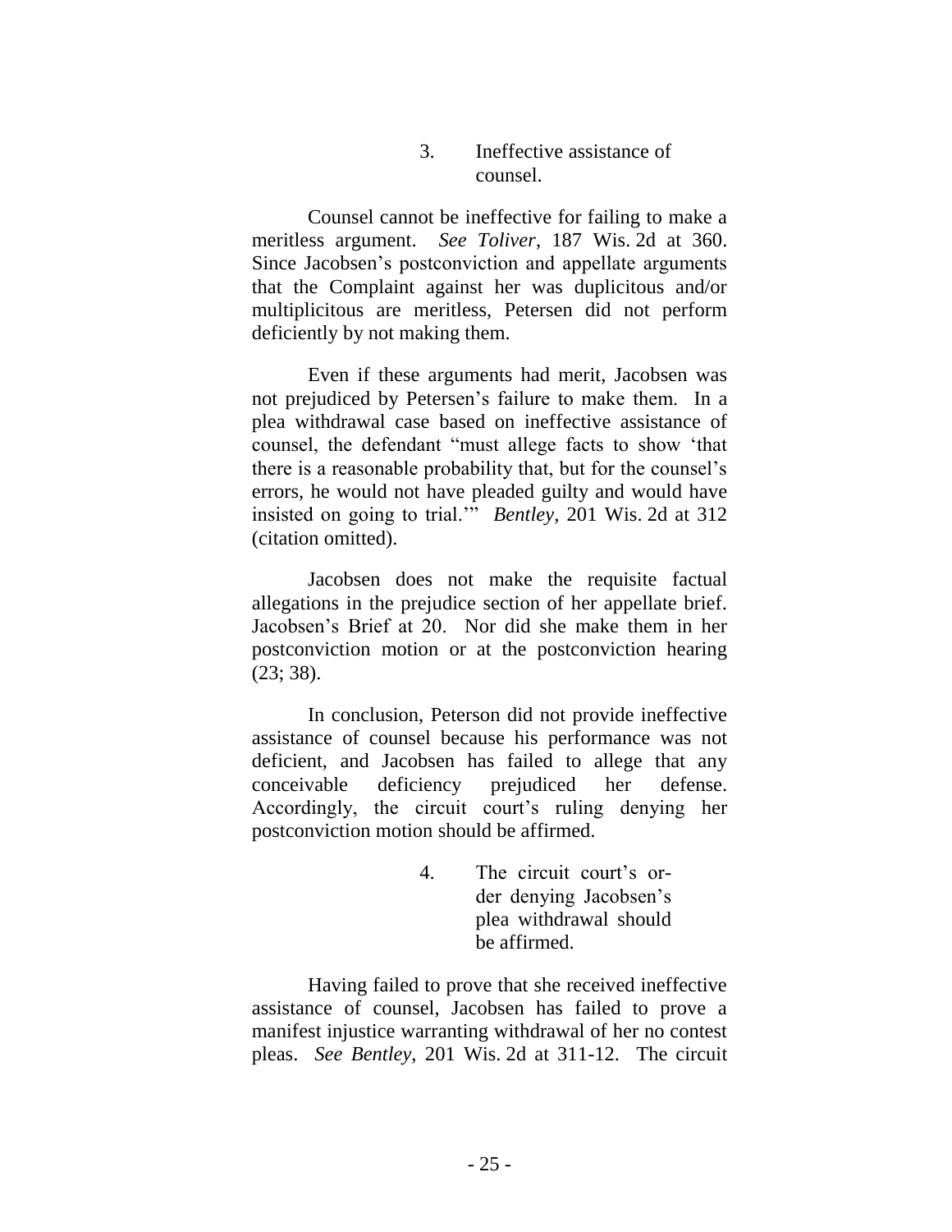### 3. Ineffective assistance of counsel.

Counsel cannot be ineffective for failing to make a meritless argument. *See Toliver*, 187 Wis. 2d at 360. Since Jacobsen's postconviction and appellate arguments that the Complaint against her was duplicitous and/or multiplicitous are meritless, Petersen did not perform deficiently by not making them.

Even if these arguments had merit, Jacobsen was not prejudiced by Petersen's failure to make them. In a plea withdrawal case based on ineffective assistance of counsel, the defendant "must allege facts to show 'that there is a reasonable probability that, but for the counsel's errors, he would not have pleaded guilty and would have insisted on going to trial.'" *Bentley*, 201 Wis. 2d at 312 (citation omitted).

Jacobsen does not make the requisite factual allegations in the prejudice section of her appellate brief. Jacobsen's Brief at 20. Nor did she make them in her postconviction motion or at the postconviction hearing (23; 38).

In conclusion, Peterson did not provide ineffective assistance of counsel because his performance was not deficient, and Jacobsen has failed to allege that any conceivable deficiency prejudiced her defense. Accordingly, the circuit court's ruling denying her postconviction motion should be affirmed.

### 4. The circuit court's order denying Jacobsen's plea withdrawal should be affirmed.

Having failed to prove that she received ineffective assistance of counsel, Jacobsen has failed to prove a manifest injustice warranting withdrawal of her no contest pleas. *See Bentley*, 201 Wis. 2d at 311-12. The circuit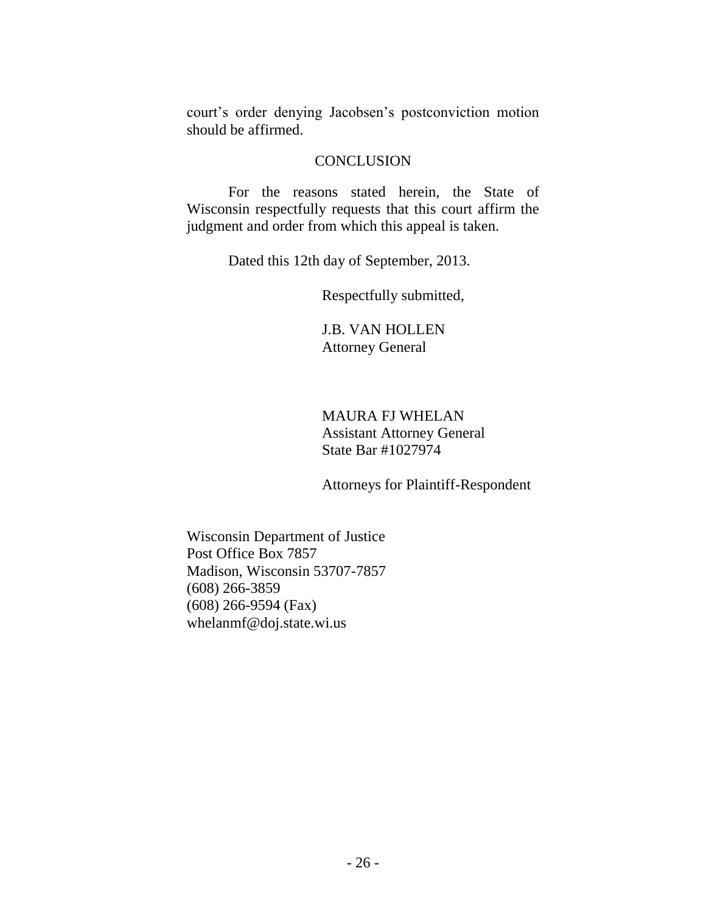court's order denying Jacobsen's postconviction motion should be affirmed.

## CONCLUSION

For the reasons stated herein, the State of Wisconsin respectfully requests that this court affirm the judgment and order from which this appeal is taken.

Dated this 12th day of September, 2013.

Respectfully submitted,

J.B. VAN HOLLEN
Attorney General

MAURA FJ WHELAN
Assistant Attorney General
State Bar #1027974

Attorneys for Plaintiff-Respondent

Wisconsin Department of Justice
Post Office Box 7857
Madison, Wisconsin 53707-7857
(608) 266-3859
(608) 266-9594 (Fax)
whelanmf@doj.state.wi.us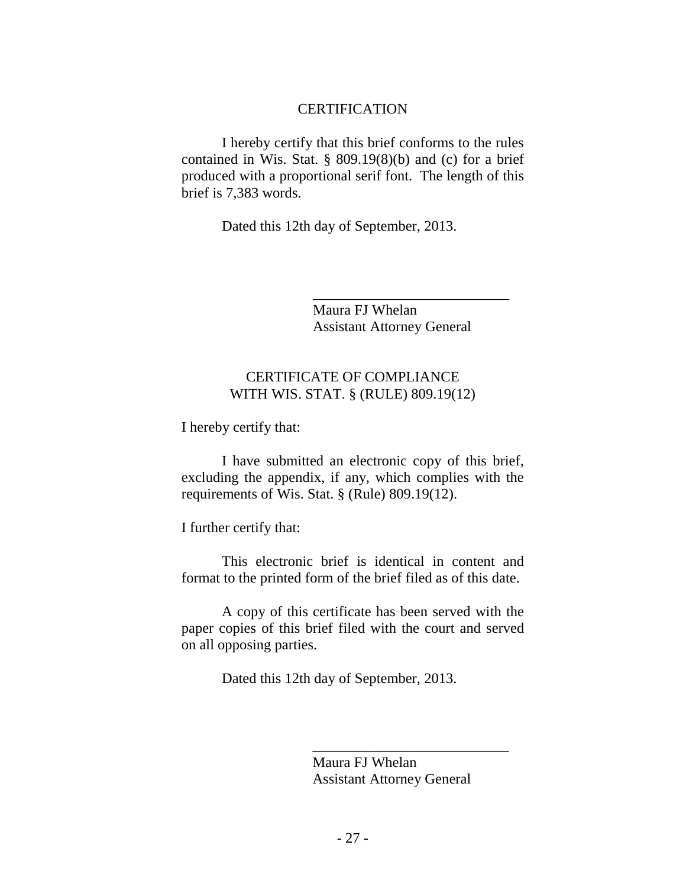## CERTIFICATION

I hereby certify that this brief conforms to the rules contained in Wis. Stat. § 809.19(8)(b) and (c) for a brief produced with a proportional serif font. The length of this brief is 7,383 words.

Dated this 12th day of September, 2013.

\_\_\_\_\_\_\_\_\_\_\_\_\_\_\_\_\_\_\_\_\_\_\_\_\_\_\_\_
Maura FJ Whelan
Assistant Attorney General

## CERTIFICATE OF COMPLIANCE WITH WIS. STAT. § (RULE) 809.19(12)

I hereby certify that:

I have submitted an electronic copy of this brief, excluding the appendix, if any, which complies with the requirements of Wis. Stat. § (Rule) 809.19(12).

I further certify that:

This electronic brief is identical in content and format to the printed form of the brief filed as of this date.

A copy of this certificate has been served with the paper copies of this brief filed with the court and served on all opposing parties.

Dated this 12th day of September, 2013.

\_\_\_\_\_\_\_\_\_\_\_\_\_\_\_\_\_\_\_\_\_\_\_\_\_\_\_\_
Maura FJ Whelan
Assistant Attorney General